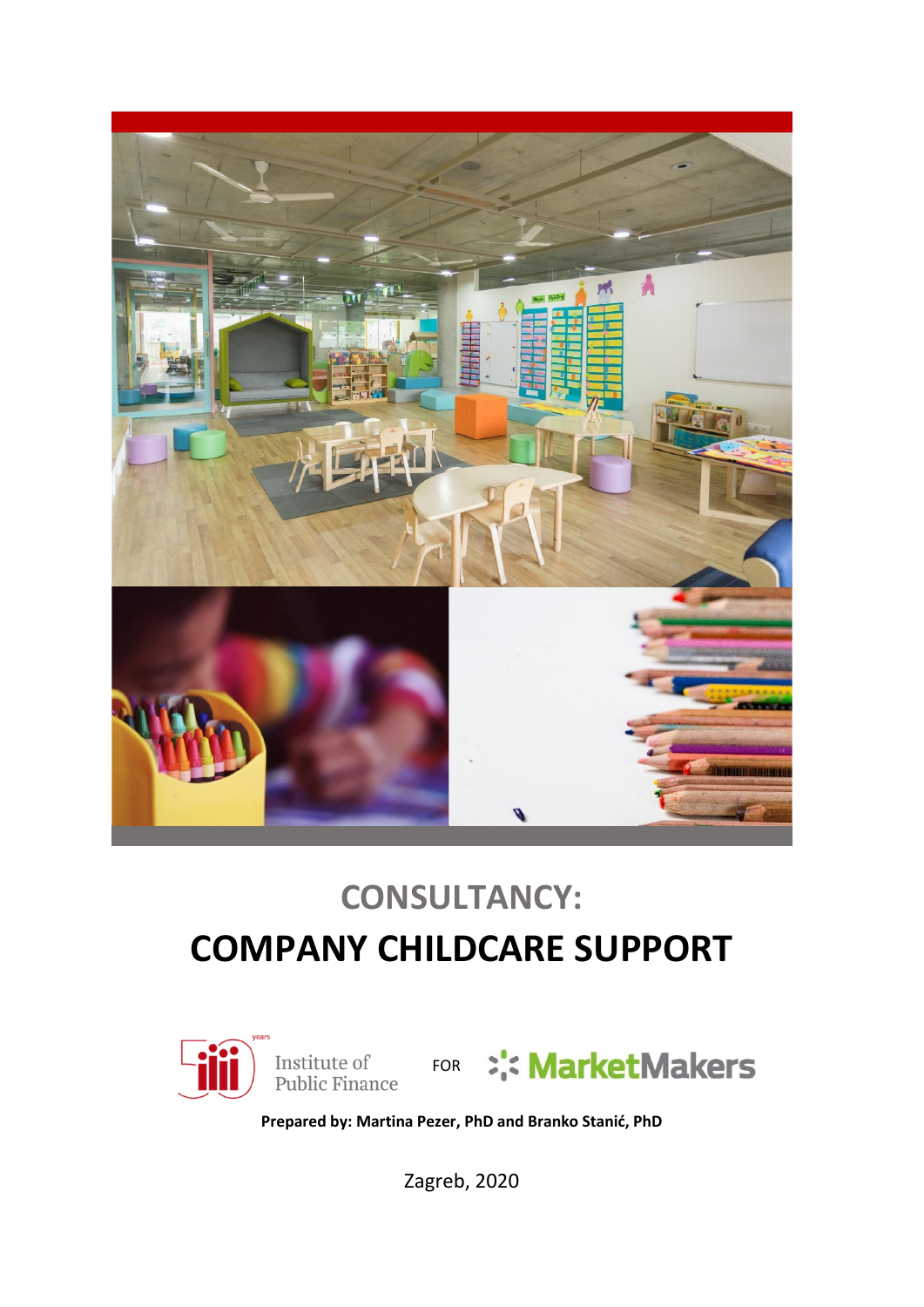# CONSULTANCY:

# COMPANY CHILDCARE SUPPORT

Institute of Public Finance FOR MarketMakers

**Prepared by: Martina Pezer, PhD and Branko Stanić, PhD**

Zagreb, 2020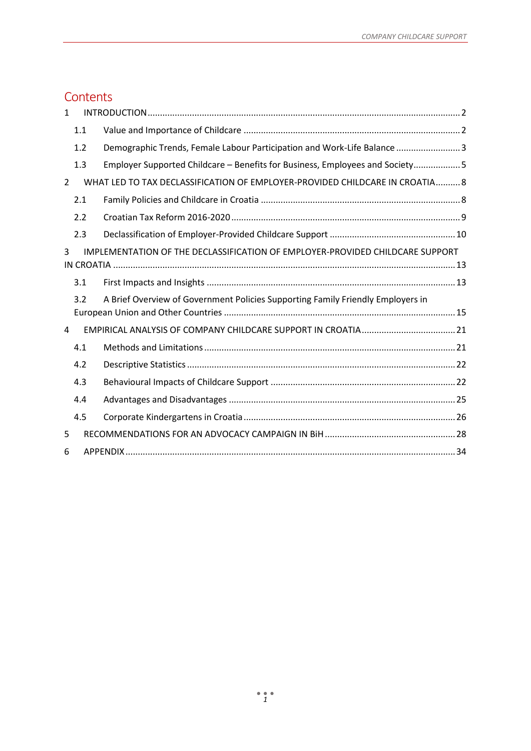# Contents

1 INTRODUCTION ... 2

- 1.1 Value and Importance of Childcare ... 2
- 1.2 Demographic Trends, Female Labour Participation and Work-Life Balance ... 3
- 1.3 Employer Supported Childcare – Benefits for Business, Employees and Society ... 5

2 WHAT LED TO TAX DECLASSIFICATION OF EMPLOYER-PROVIDED CHILDCARE IN CROATIA ... 8

- 2.1 Family Policies and Childcare in Croatia ... 8
- 2.2 Croatian Tax Reform 2016-2020 ... 9
- 2.3 Declassification of Employer-Provided Childcare Support ... 10

3 IMPLEMENTATION OF THE DECLASSIFICATION OF EMPLOYER-PROVIDED CHILDCARE SUPPORT IN CROATIA ... 13

- 3.1 First Impacts and Insights ... 13
- 3.2 A Brief Overview of Government Policies Supporting Family Friendly Employers in European Union and Other Countries ... 15

4 EMPIRICAL ANALYSIS OF COMPANY CHILDCARE SUPPORT IN CROATIA ... 21

- 4.1 Methods and Limitations ... 21
- 4.2 Descriptive Statistics ... 22
- 4.3 Behavioural Impacts of Childcare Support ... 22
- 4.4 Advantages and Disadvantages ... 25
- 4.5 Corporate Kindergartens in Croatia ... 26

5 RECOMMENDATIONS FOR AN ADVOCACY CAMPAIGN IN BiH ... 28

6 APPENDIX ... 34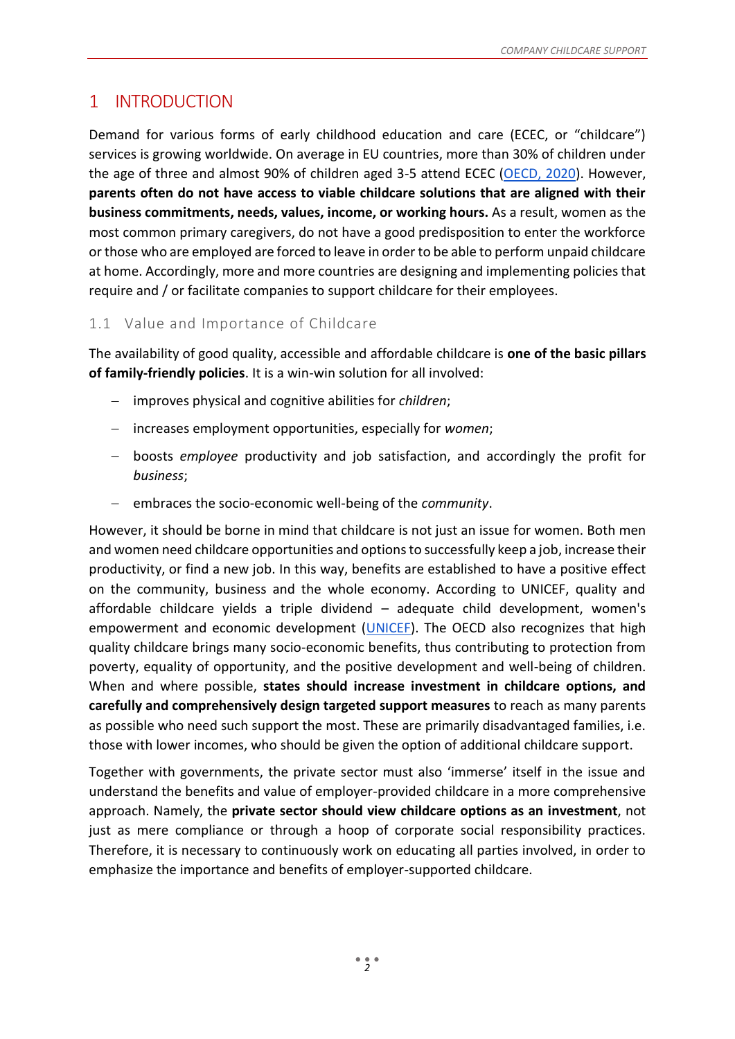# 1 INTRODUCTION

Demand for various forms of early childhood education and care (ECEC, or "childcare") services is growing worldwide. On average in EU countries, more than 30% of children under the age of three and almost 90% of children aged 3-5 attend ECEC (OECD, 2020). However, **parents often do not have access to viable childcare solutions that are aligned with their business commitments, needs, values, income, or working hours.** As a result, women as the most common primary caregivers, do not have a good predisposition to enter the workforce or those who are employed are forced to leave in order to be able to perform unpaid childcare at home. Accordingly, more and more countries are designing and implementing policies that require and / or facilitate companies to support childcare for their employees.

## 1.1 Value and Importance of Childcare

The availability of good quality, accessible and affordable childcare is **one of the basic pillars of family-friendly policies**. It is a win-win solution for all involved:

- improves physical and cognitive abilities for *children*;
- increases employment opportunities, especially for *women*;
- boosts *employee* productivity and job satisfaction, and accordingly the profit for *business*;
- embraces the socio-economic well-being of the *community*.

However, it should be borne in mind that childcare is not just an issue for women. Both men and women need childcare opportunities and options to successfully keep a job, increase their productivity, or find a new job. In this way, benefits are established to have a positive effect on the community, business and the whole economy. According to UNICEF, quality and affordable childcare yields a triple dividend – adequate child development, women's empowerment and economic development (UNICEF). The OECD also recognizes that high quality childcare brings many socio-economic benefits, thus contributing to protection from poverty, equality of opportunity, and the positive development and well-being of children. When and where possible, **states should increase investment in childcare options, and carefully and comprehensively design targeted support measures** to reach as many parents as possible who need such support the most. These are primarily disadvantaged families, i.e. those with lower incomes, who should be given the option of additional childcare support.

Together with governments, the private sector must also 'immerse' itself in the issue and understand the benefits and value of employer-provided childcare in a more comprehensive approach. Namely, the **private sector should view childcare options as an investment**, not just as mere compliance or through a hoop of corporate social responsibility practices. Therefore, it is necessary to continuously work on educating all parties involved, in order to emphasize the importance and benefits of employer-supported childcare.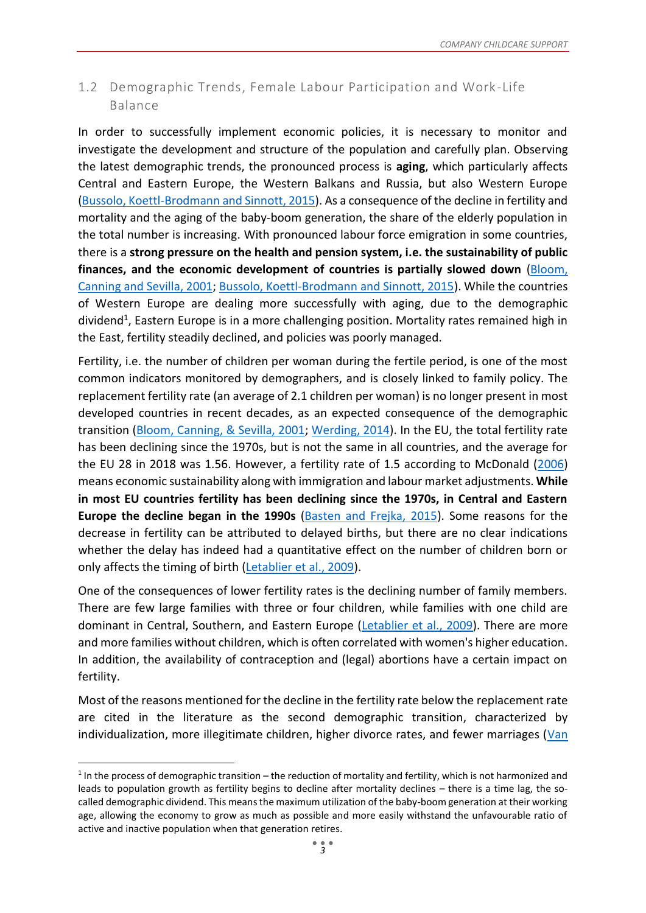## 1.2 Demographic Trends, Female Labour Participation and Work-Life Balance

In order to successfully implement economic policies, it is necessary to monitor and investigate the development and structure of the population and carefully plan. Observing the latest demographic trends, the pronounced process is **aging**, which particularly affects Central and Eastern Europe, the Western Balkans and Russia, but also Western Europe (Bussolo, Koettl-Brodmann and Sinnott, 2015). As a consequence of the decline in fertility and mortality and the aging of the baby-boom generation, the share of the elderly population in the total number is increasing. With pronounced labour force emigration in some countries, there is a **strong pressure on the health and pension system, i.e. the sustainability of public finances, and the economic development of countries is partially slowed down** (Bloom, Canning and Sevilla, 2001; Bussolo, Koettl-Brodmann and Sinnott, 2015). While the countries of Western Europe are dealing more successfully with aging, due to the demographic dividend[1], Eastern Europe is in a more challenging position. Mortality rates remained high in the East, fertility steadily declined, and policies was poorly managed.

Fertility, i.e. the number of children per woman during the fertile period, is one of the most common indicators monitored by demographers, and is closely linked to family policy. The replacement fertility rate (an average of 2.1 children per woman) is no longer present in most developed countries in recent decades, as an expected consequence of the demographic transition (Bloom, Canning, & Sevilla, 2001; Werding, 2014). In the EU, the total fertility rate has been declining since the 1970s, but is not the same in all countries, and the average for the EU 28 in 2018 was 1.56. However, a fertility rate of 1.5 according to McDonald (2006) means economic sustainability along with immigration and labour market adjustments. **While in most EU countries fertility has been declining since the 1970s, in Central and Eastern Europe the decline began in the 1990s** (Basten and Frejka, 2015). Some reasons for the decrease in fertility can be attributed to delayed births, but there are no clear indications whether the delay has indeed had a quantitative effect on the number of children born or only affects the timing of birth (Letablier et al., 2009).

One of the consequences of lower fertility rates is the declining number of family members. There are few large families with three or four children, while families with one child are dominant in Central, Southern, and Eastern Europe (Letablier et al., 2009). There are more and more families without children, which is often correlated with women's higher education. In addition, the availability of contraception and (legal) abortions have a certain impact on fertility.

Most of the reasons mentioned for the decline in the fertility rate below the replacement rate are cited in the literature as the second demographic transition, characterized by individualization, more illegitimate children, higher divorce rates, and fewer marriages (Van

[1] In the process of demographic transition – the reduction of mortality and fertility, which is not harmonized and leads to population growth as fertility begins to decline after mortality declines – there is a time lag, the so-called demographic dividend. This means the maximum utilization of the baby-boom generation at their working age, allowing the economy to grow as much as possible and more easily withstand the unfavourable ratio of active and inactive population when that generation retires.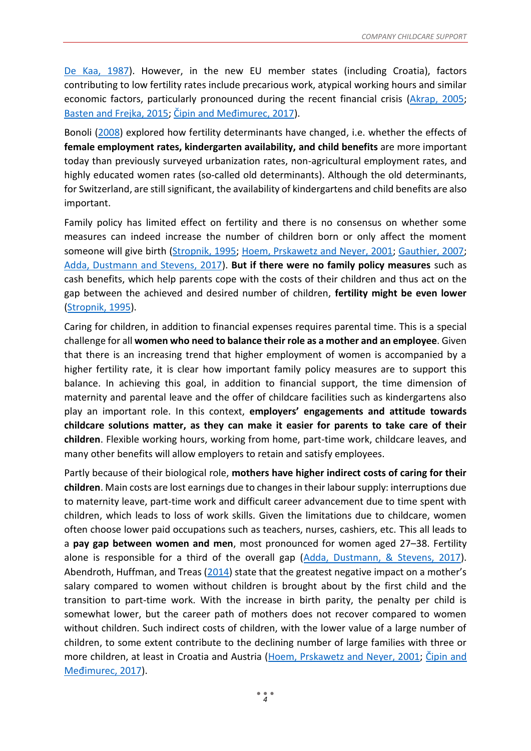De Kaa, 1987). However, in the new EU member states (including Croatia), factors contributing to low fertility rates include precarious work, atypical working hours and similar economic factors, particularly pronounced during the recent financial crisis (Akrap, 2005; Basten and Frejka, 2015; Čipin and Međimurec, 2017).

Bonoli (2008) explored how fertility determinants have changed, i.e. whether the effects of **female employment rates, kindergarten availability, and child benefits** are more important today than previously surveyed urbanization rates, non-agricultural employment rates, and highly educated women rates (so-called old determinants). Although the old determinants, for Switzerland, are still significant, the availability of kindergartens and child benefits are also important.

Family policy has limited effect on fertility and there is no consensus on whether some measures can indeed increase the number of children born or only affect the moment someone will give birth (Stropnik, 1995; Hoem, Prskawetz and Neyer, 2001; Gauthier, 2007; Adda, Dustmann and Stevens, 2017). **But if there were no family policy measures** such as cash benefits, which help parents cope with the costs of their children and thus act on the gap between the achieved and desired number of children, **fertility might be even lower** (Stropnik, 1995).

Caring for children, in addition to financial expenses requires parental time. This is a special challenge for all **women who need to balance their role as a mother and an employee**. Given that there is an increasing trend that higher employment of women is accompanied by a higher fertility rate, it is clear how important family policy measures are to support this balance. In achieving this goal, in addition to financial support, the time dimension of maternity and parental leave and the offer of childcare facilities such as kindergartens also play an important role. In this context, **employers' engagements and attitude towards childcare solutions matter, as they can make it easier for parents to take care of their children**. Flexible working hours, working from home, part-time work, childcare leaves, and many other benefits will allow employers to retain and satisfy employees.

Partly because of their biological role, **mothers have higher indirect costs of caring for their children**. Main costs are lost earnings due to changes in their labour supply: interruptions due to maternity leave, part-time work and difficult career advancement due to time spent with children, which leads to loss of work skills. Given the limitations due to childcare, women often choose lower paid occupations such as teachers, nurses, cashiers, etc. This all leads to a **pay gap between women and men**, most pronounced for women aged 27–38. Fertility alone is responsible for a third of the overall gap (Adda, Dustmann, & Stevens, 2017). Abendroth, Huffman, and Treas (2014) state that the greatest negative impact on a mother's salary compared to women without children is brought about by the first child and the transition to part-time work. With the increase in birth parity, the penalty per child is somewhat lower, but the career path of mothers does not recover compared to women without children. Such indirect costs of children, with the lower value of a large number of children, to some extent contribute to the declining number of large families with three or more children, at least in Croatia and Austria (Hoem, Prskawetz and Neyer, 2001; Čipin and Međimurec, 2017).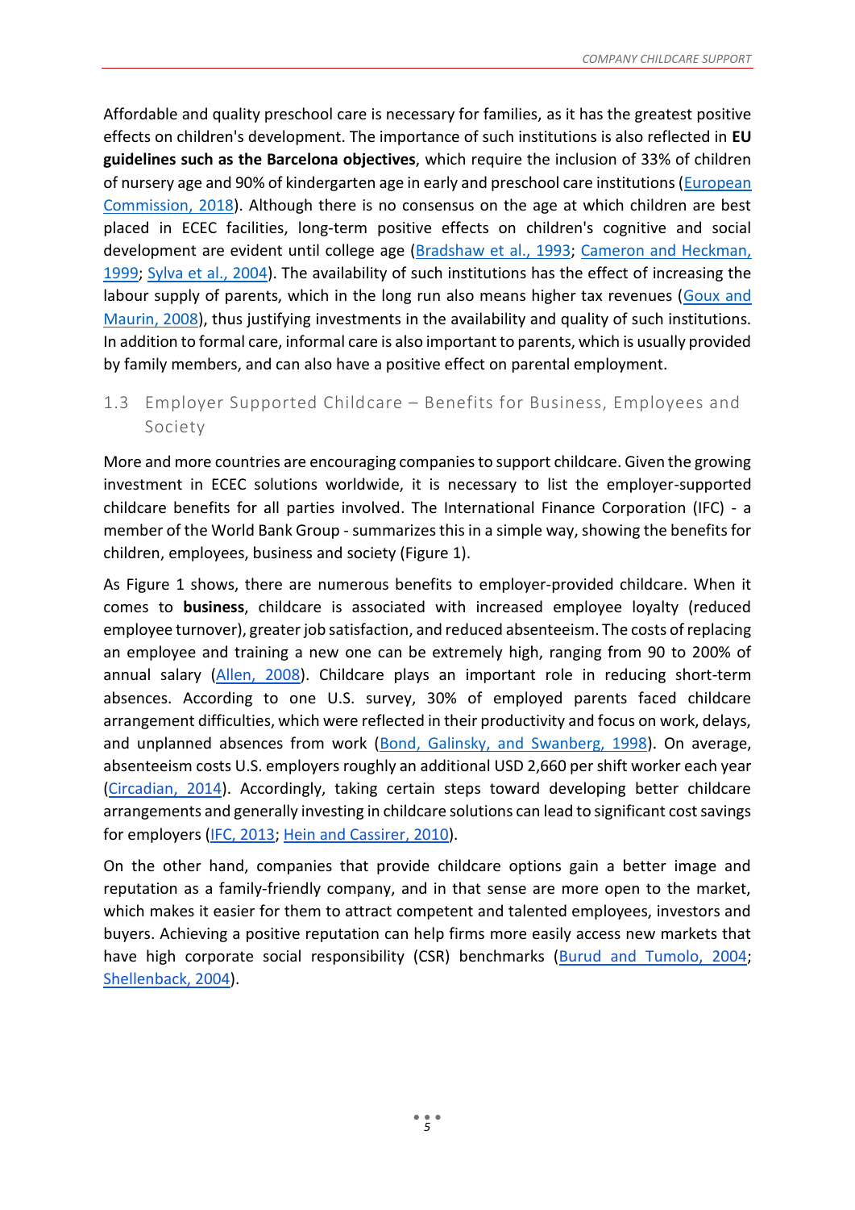Affordable and quality preschool care is necessary for families, as it has the greatest positive effects on children's development. The importance of such institutions is also reflected in **EU guidelines such as the Barcelona objectives**, which require the inclusion of 33% of children of nursery age and 90% of kindergarten age in early and preschool care institutions (European Commission, 2018). Although there is no consensus on the age at which children are best placed in ECEC facilities, long-term positive effects on children's cognitive and social development are evident until college age (Bradshaw et al., 1993; Cameron and Heckman, 1999; Sylva et al., 2004). The availability of such institutions has the effect of increasing the labour supply of parents, which in the long run also means higher tax revenues (Goux and Maurin, 2008), thus justifying investments in the availability and quality of such institutions. In addition to formal care, informal care is also important to parents, which is usually provided by family members, and can also have a positive effect on parental employment.

## 1.3 Employer Supported Childcare – Benefits for Business, Employees and Society

More and more countries are encouraging companies to support childcare. Given the growing investment in ECEC solutions worldwide, it is necessary to list the employer-supported childcare benefits for all parties involved. The International Finance Corporation (IFC) - a member of the World Bank Group - summarizes this in a simple way, showing the benefits for children, employees, business and society (Figure 1).

As Figure 1 shows, there are numerous benefits to employer-provided childcare. When it comes to **business**, childcare is associated with increased employee loyalty (reduced employee turnover), greater job satisfaction, and reduced absenteeism. The costs of replacing an employee and training a new one can be extremely high, ranging from 90 to 200% of annual salary (Allen, 2008). Childcare plays an important role in reducing short-term absences. According to one U.S. survey, 30% of employed parents faced childcare arrangement difficulties, which were reflected in their productivity and focus on work, delays, and unplanned absences from work (Bond, Galinsky, and Swanberg, 1998). On average, absenteeism costs U.S. employers roughly an additional USD 2,660 per shift worker each year (Circadian, 2014). Accordingly, taking certain steps toward developing better childcare arrangements and generally investing in childcare solutions can lead to significant cost savings for employers (IFC, 2013; Hein and Cassirer, 2010).

On the other hand, companies that provide childcare options gain a better image and reputation as a family-friendly company, and in that sense are more open to the market, which makes it easier for them to attract competent and talented employees, investors and buyers. Achieving a positive reputation can help firms more easily access new markets that have high corporate social responsibility (CSR) benchmarks (Burud and Tumolo, 2004; Shellenback, 2004).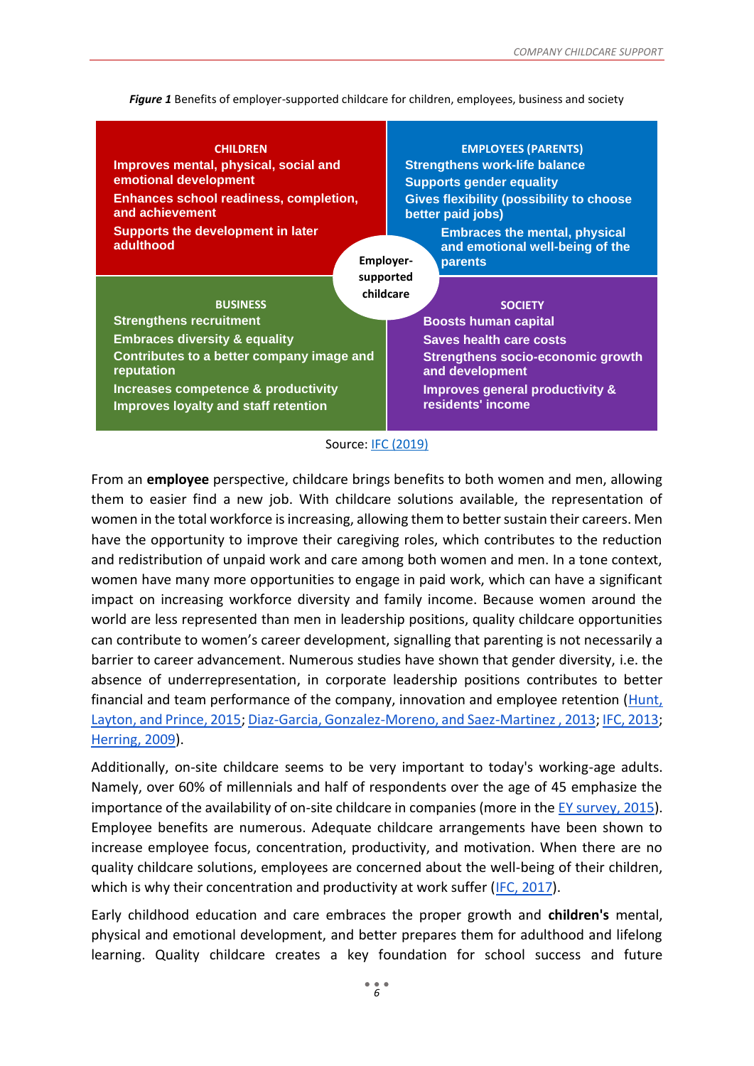***Figure 1*** Benefits of employer-supported childcare for children, employees, business and society

**Employer-supported childcare**

**CHILDREN**
- **Improves mental, physical, social and emotional development**
- **Enhances school readiness, completion, and achievement**
- **Supports the development in later adulthood**

**EMPLOYEES (PARENTS)**
- **Strengthens work-life balance**
- **Supports gender equality**
- **Gives flexibility (possibility to choose better paid jobs)**
- **Embraces the mental, physical and emotional well-being of the parents**

**BUSINESS**
- **Strengthens recruitment**
- **Embraces diversity & equality**
- **Contributes to a better company image and reputation**
- **Increases competence & productivity**
- **Improves loyalty and staff retention**

**SOCIETY**
- **Boosts human capital**
- **Saves health care costs**
- **Strengthens socio-economic growth and development**
- **Improves general productivity & residents' income**

Source: IFC (2019)

From an **employee** perspective, childcare brings benefits to both women and men, allowing them to easier find a new job. With childcare solutions available, the representation of women in the total workforce is increasing, allowing them to better sustain their careers. Men have the opportunity to improve their caregiving roles, which contributes to the reduction and redistribution of unpaid work and care among both women and men. In a tone context, women have many more opportunities to engage in paid work, which can have a significant impact on increasing workforce diversity and family income. Because women around the world are less represented than men in leadership positions, quality childcare opportunities can contribute to women's career development, signalling that parenting is not necessarily a barrier to career advancement. Numerous studies have shown that gender diversity, i.e. the absence of underrepresentation, in corporate leadership positions contributes to better financial and team performance of the company, innovation and employee retention (Hunt, Layton, and Prince, 2015; Diaz-Garcia, Gonzalez-Moreno, and Saez-Martinez , 2013; IFC, 2013; Herring, 2009).

Additionally, on-site childcare seems to be very important to today's working-age adults. Namely, over 60% of millennials and half of respondents over the age of 45 emphasize the importance of the availability of on-site childcare in companies (more in the EY survey, 2015). Employee benefits are numerous. Adequate childcare arrangements have been shown to increase employee focus, concentration, productivity, and motivation. When there are no quality childcare solutions, employees are concerned about the well-being of their children, which is why their concentration and productivity at work suffer (IFC, 2017).

Early childhood education and care embraces the proper growth and **children's** mental, physical and emotional development, and better prepares them for adulthood and lifelong learning. Quality childcare creates a key foundation for school success and future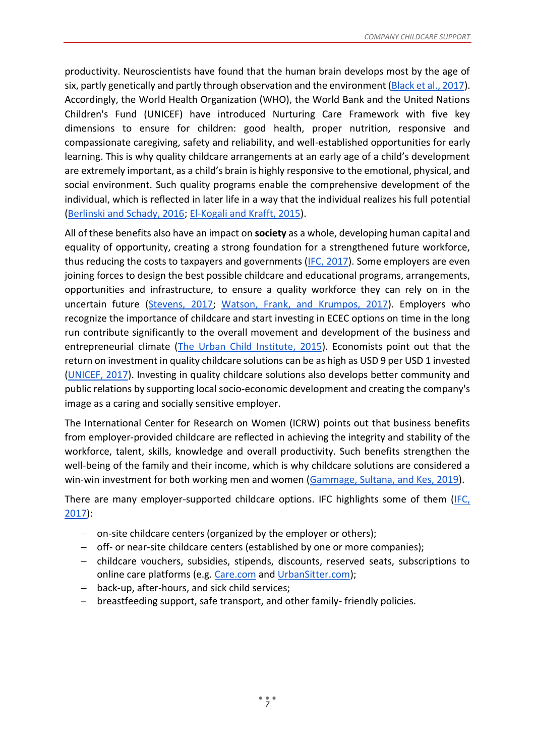productivity. Neuroscientists have found that the human brain develops most by the age of six, partly genetically and partly through observation and the environment (Black et al., 2017). Accordingly, the World Health Organization (WHO), the World Bank and the United Nations Children's Fund (UNICEF) have introduced Nurturing Care Framework with five key dimensions to ensure for children: good health, proper nutrition, responsive and compassionate caregiving, safety and reliability, and well-established opportunities for early learning. This is why quality childcare arrangements at an early age of a child's development are extremely important, as a child's brain is highly responsive to the emotional, physical, and social environment. Such quality programs enable the comprehensive development of the individual, which is reflected in later life in a way that the individual realizes his full potential (Berlinski and Schady, 2016; El-Kogali and Krafft, 2015).

All of these benefits also have an impact on **society** as a whole, developing human capital and equality of opportunity, creating a strong foundation for a strengthened future workforce, thus reducing the costs to taxpayers and governments (IFC, 2017). Some employers are even joining forces to design the best possible childcare and educational programs, arrangements, opportunities and infrastructure, to ensure a quality workforce they can rely on in the uncertain future (Stevens, 2017; Watson, Frank, and Krumpos, 2017). Employers who recognize the importance of childcare and start investing in ECEC options on time in the long run contribute significantly to the overall movement and development of the business and entrepreneurial climate (The Urban Child Institute, 2015). Economists point out that the return on investment in quality childcare solutions can be as high as USD 9 per USD 1 invested (UNICEF, 2017). Investing in quality childcare solutions also develops better community and public relations by supporting local socio-economic development and creating the company's image as a caring and socially sensitive employer.

The International Center for Research on Women (ICRW) points out that business benefits from employer-provided childcare are reflected in achieving the integrity and stability of the workforce, talent, skills, knowledge and overall productivity. Such benefits strengthen the well-being of the family and their income, which is why childcare solutions are considered a win-win investment for both working men and women (Gammage, Sultana, and Kes, 2019).

There are many employer-supported childcare options. IFC highlights some of them (IFC, 2017):

- on-site childcare centers (organized by the employer or others);
- off- or near-site childcare centers (established by one or more companies);
- childcare vouchers, subsidies, stipends, discounts, reserved seats, subscriptions to online care platforms (e.g. Care.com and UrbanSitter.com);
- back-up, after-hours, and sick child services;
- breastfeeding support, safe transport, and other family- friendly policies.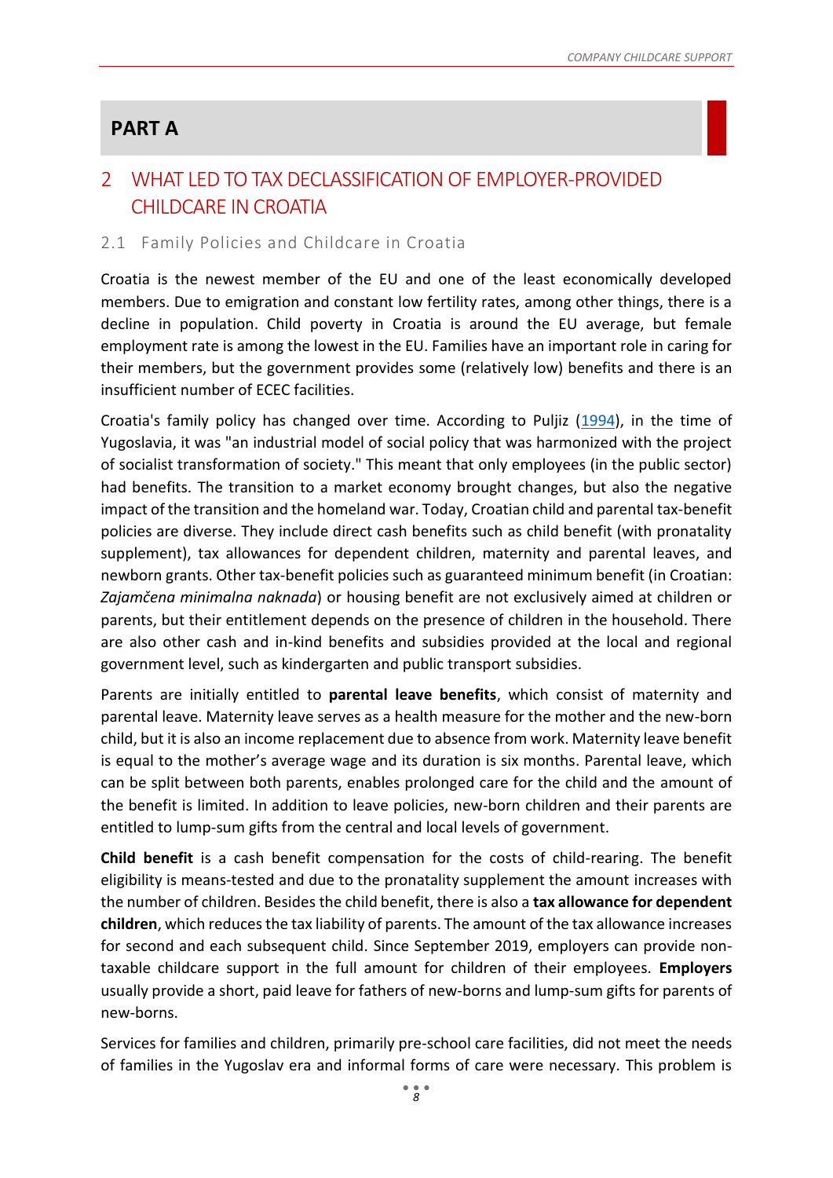## PART A

## 2 WHAT LED TO TAX DECLASSIFICATION OF EMPLOYER-PROVIDED CHILDCARE IN CROATIA

### 2.1 Family Policies and Childcare in Croatia

Croatia is the newest member of the EU and one of the least economically developed members. Due to emigration and constant low fertility rates, among other things, there is a decline in population. Child poverty in Croatia is around the EU average, but female employment rate is among the lowest in the EU. Families have an important role in caring for their members, but the government provides some (relatively low) benefits and there is an insufficient number of ECEC facilities.

Croatia's family policy has changed over time. According to Puljiz (1994), in the time of Yugoslavia, it was "an industrial model of social policy that was harmonized with the project of socialist transformation of society." This meant that only employees (in the public sector) had benefits. The transition to a market economy brought changes, but also the negative impact of the transition and the homeland war. Today, Croatian child and parental tax-benefit policies are diverse. They include direct cash benefits such as child benefit (with pronatality supplement), tax allowances for dependent children, maternity and parental leaves, and newborn grants. Other tax-benefit policies such as guaranteed minimum benefit (in Croatian: *Zajamčena minimalna naknada*) or housing benefit are not exclusively aimed at children or parents, but their entitlement depends on the presence of children in the household. There are also other cash and in-kind benefits and subsidies provided at the local and regional government level, such as kindergarten and public transport subsidies.

Parents are initially entitled to **parental leave benefits**, which consist of maternity and parental leave. Maternity leave serves as a health measure for the mother and the new-born child, but it is also an income replacement due to absence from work. Maternity leave benefit is equal to the mother's average wage and its duration is six months. Parental leave, which can be split between both parents, enables prolonged care for the child and the amount of the benefit is limited. In addition to leave policies, new-born children and their parents are entitled to lump-sum gifts from the central and local levels of government.

**Child benefit** is a cash benefit compensation for the costs of child-rearing. The benefit eligibility is means-tested and due to the pronatality supplement the amount increases with the number of children. Besides the child benefit, there is also a **tax allowance for dependent children**, which reduces the tax liability of parents. The amount of the tax allowance increases for second and each subsequent child. Since September 2019, employers can provide non-taxable childcare support in the full amount for children of their employees. **Employers** usually provide a short, paid leave for fathers of new-borns and lump-sum gifts for parents of new-borns.

Services for families and children, primarily pre-school care facilities, did not meet the needs of families in the Yugoslav era and informal forms of care were necessary. This problem is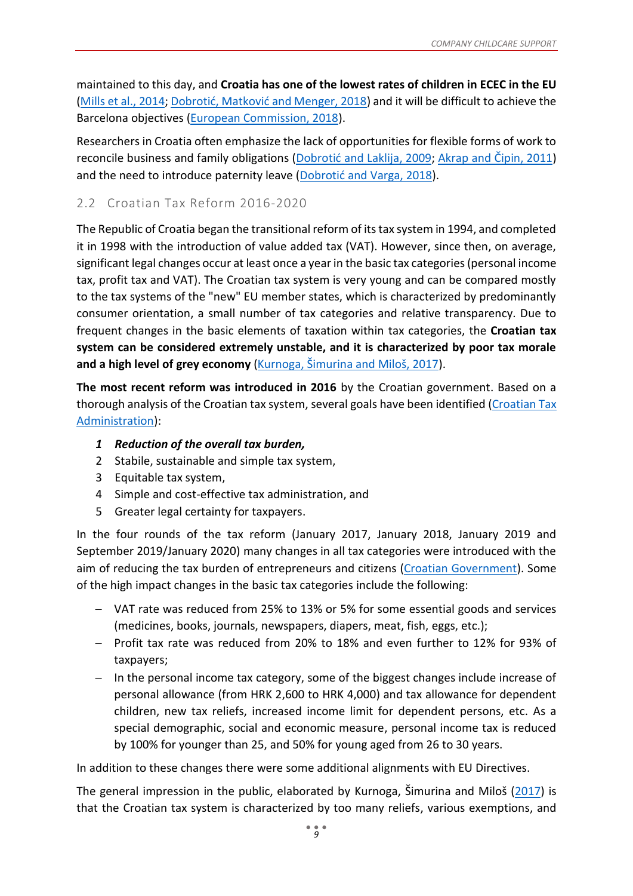maintained to this day, and **Croatia has one of the lowest rates of children in ECEC in the EU** (Mills et al., 2014; Dobrotić, Matković and Menger, 2018) and it will be difficult to achieve the Barcelona objectives (European Commission, 2018).

Researchers in Croatia often emphasize the lack of opportunities for flexible forms of work to reconcile business and family obligations (Dobrotić and Laklija, 2009; Akrap and Čipin, 2011) and the need to introduce paternity leave (Dobrotić and Varga, 2018).

## 2.2 Croatian Tax Reform 2016-2020

The Republic of Croatia began the transitional reform of its tax system in 1994, and completed it in 1998 with the introduction of value added tax (VAT). However, since then, on average, significant legal changes occur at least once a year in the basic tax categories (personal income tax, profit tax and VAT). The Croatian tax system is very young and can be compared mostly to the tax systems of the "new" EU member states, which is characterized by predominantly consumer orientation, a small number of tax categories and relative transparency. Due to frequent changes in the basic elements of taxation within tax categories, the **Croatian tax system can be considered extremely unstable, and it is characterized by poor tax morale and a high level of grey economy** (Kurnoga, Šimurina and Miloš, 2017).

**The most recent reform was introduced in 2016** by the Croatian government. Based on a thorough analysis of the Croatian tax system, several goals have been identified (Croatian Tax Administration):

1. ***Reduction of the overall tax burden,***
2. Stabile, sustainable and simple tax system,
3. Equitable tax system,
4. Simple and cost-effective tax administration, and
5. Greater legal certainty for taxpayers.

In the four rounds of the tax reform (January 2017, January 2018, January 2019 and September 2019/January 2020) many changes in all tax categories were introduced with the aim of reducing the tax burden of entrepreneurs and citizens (Croatian Government). Some of the high impact changes in the basic tax categories include the following:

- VAT rate was reduced from 25% to 13% or 5% for some essential goods and services (medicines, books, journals, newspapers, diapers, meat, fish, eggs, etc.);
- Profit tax rate was reduced from 20% to 18% and even further to 12% for 93% of taxpayers;
- In the personal income tax category, some of the biggest changes include increase of personal allowance (from HRK 2,600 to HRK 4,000) and tax allowance for dependent children, new tax reliefs, increased income limit for dependent persons, etc. As a special demographic, social and economic measure, personal income tax is reduced by 100% for younger than 25, and 50% for young aged from 26 to 30 years.

In addition to these changes there were some additional alignments with EU Directives.

The general impression in the public, elaborated by Kurnoga, Šimurina and Miloš (2017) is that the Croatian tax system is characterized by too many reliefs, various exemptions, and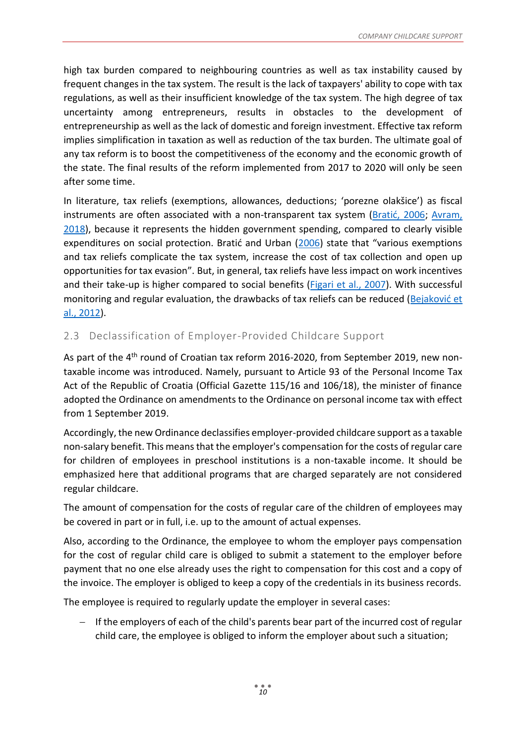high tax burden compared to neighbouring countries as well as tax instability caused by frequent changes in the tax system. The result is the lack of taxpayers' ability to cope with tax regulations, as well as their insufficient knowledge of the tax system. The high degree of tax uncertainty among entrepreneurs, results in obstacles to the development of entrepreneurship as well as the lack of domestic and foreign investment. Effective tax reform implies simplification in taxation as well as reduction of the tax burden. The ultimate goal of any tax reform is to boost the competitiveness of the economy and the economic growth of the state. The final results of the reform implemented from 2017 to 2020 will only be seen after some time.

In literature, tax reliefs (exemptions, allowances, deductions; 'porezne olakšice') as fiscal instruments are often associated with a non-transparent tax system (Bratić, 2006; Avram, 2018), because it represents the hidden government spending, compared to clearly visible expenditures on social protection. Bratić and Urban (2006) state that "various exemptions and tax reliefs complicate the tax system, increase the cost of tax collection and open up opportunities for tax evasion". But, in general, tax reliefs have less impact on work incentives and their take-up is higher compared to social benefits (Figari et al., 2007). With successful monitoring and regular evaluation, the drawbacks of tax reliefs can be reduced (Bejaković et al., 2012).

## 2.3 Declassification of Employer-Provided Childcare Support

As part of the 4th round of Croatian tax reform 2016-2020, from September 2019, new non-taxable income was introduced. Namely, pursuant to Article 93 of the Personal Income Tax Act of the Republic of Croatia (Official Gazette 115/16 and 106/18), the minister of finance adopted the Ordinance on amendments to the Ordinance on personal income tax with effect from 1 September 2019.

Accordingly, the new Ordinance declassifies employer-provided childcare support as a taxable non-salary benefit. This means that the employer's compensation for the costs of regular care for children of employees in preschool institutions is a non-taxable income. It should be emphasized here that additional programs that are charged separately are not considered regular childcare.

The amount of compensation for the costs of regular care of the children of employees may be covered in part or in full, i.e. up to the amount of actual expenses.

Also, according to the Ordinance, the employee to whom the employer pays compensation for the cost of regular child care is obliged to submit a statement to the employer before payment that no one else already uses the right to compensation for this cost and a copy of the invoice. The employer is obliged to keep a copy of the credentials in its business records.

The employee is required to regularly update the employer in several cases:

- If the employers of each of the child's parents bear part of the incurred cost of regular child care, the employee is obliged to inform the employer about such a situation;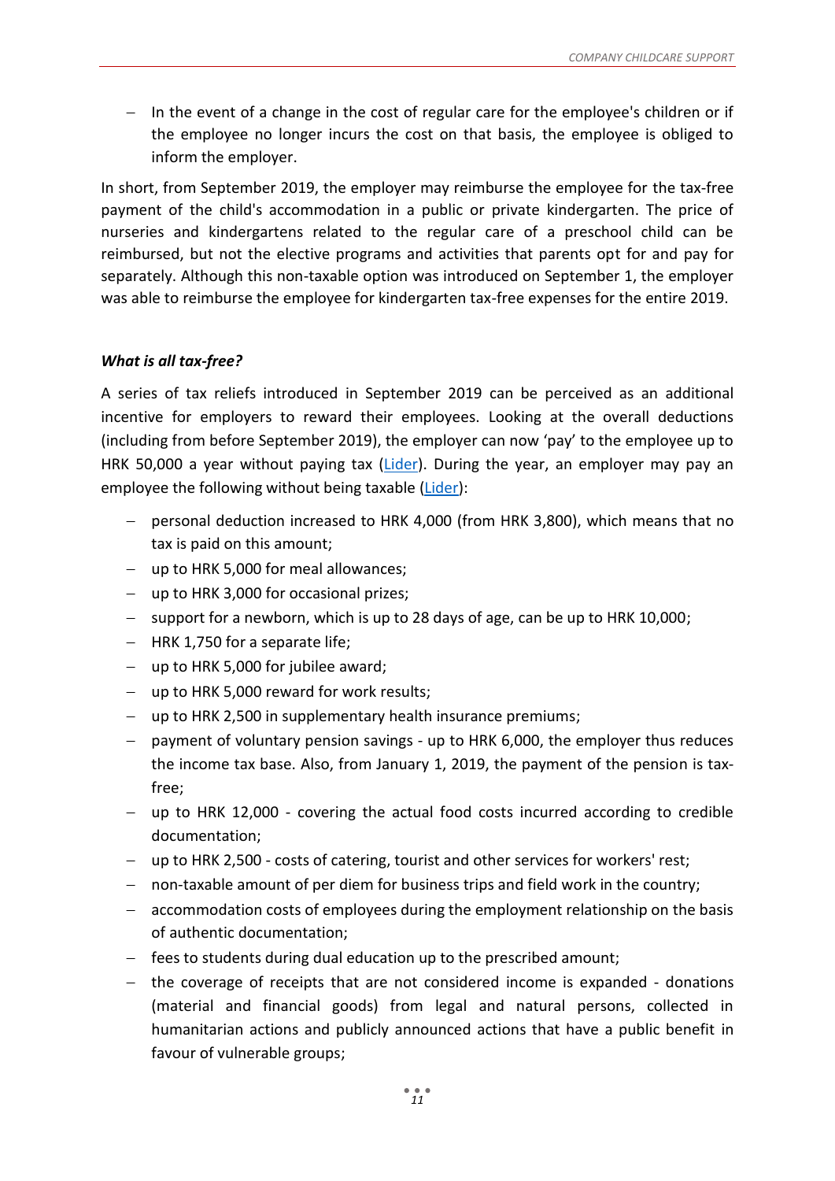- In the event of a change in the cost of regular care for the employee's children or if the employee no longer incurs the cost on that basis, the employee is obliged to inform the employer.

In short, from September 2019, the employer may reimburse the employee for the tax-free payment of the child's accommodation in a public or private kindergarten. The price of nurseries and kindergartens related to the regular care of a preschool child can be reimbursed, but not the elective programs and activities that parents opt for and pay for separately. Although this non-taxable option was introduced on September 1, the employer was able to reimburse the employee for kindergarten tax-free expenses for the entire 2019.

### *What is all tax-free?*

A series of tax reliefs introduced in September 2019 can be perceived as an additional incentive for employers to reward their employees. Looking at the overall deductions (including from before September 2019), the employer can now 'pay' to the employee up to HRK 50,000 a year without paying tax (Lider). During the year, an employer may pay an employee the following without being taxable (Lider):

- personal deduction increased to HRK 4,000 (from HRK 3,800), which means that no tax is paid on this amount;
- up to HRK 5,000 for meal allowances;
- up to HRK 3,000 for occasional prizes;
- support for a newborn, which is up to 28 days of age, can be up to HRK 10,000;
- HRK 1,750 for a separate life;
- up to HRK 5,000 for jubilee award;
- up to HRK 5,000 reward for work results;
- up to HRK 2,500 in supplementary health insurance premiums;
- payment of voluntary pension savings - up to HRK 6,000, the employer thus reduces the income tax base. Also, from January 1, 2019, the payment of the pension is tax-free;
- up to HRK 12,000 - covering the actual food costs incurred according to credible documentation;
- up to HRK 2,500 - costs of catering, tourist and other services for workers' rest;
- non-taxable amount of per diem for business trips and field work in the country;
- accommodation costs of employees during the employment relationship on the basis of authentic documentation;
- fees to students during dual education up to the prescribed amount;
- the coverage of receipts that are not considered income is expanded - donations (material and financial goods) from legal and natural persons, collected in humanitarian actions and publicly announced actions that have a public benefit in favour of vulnerable groups;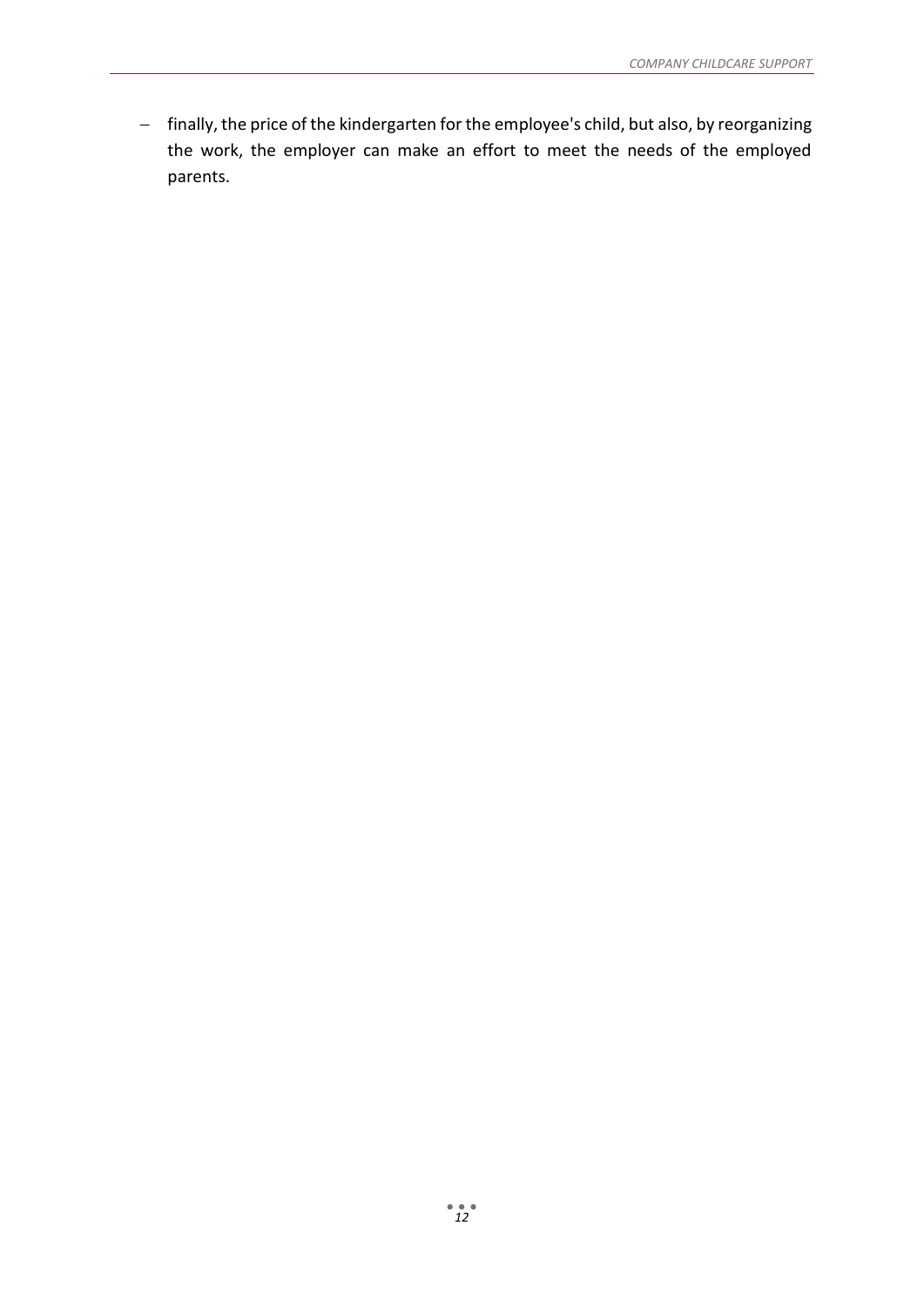- finally, the price of the kindergarten for the employee's child, but also, by reorganizing the work, the employer can make an effort to meet the needs of the employed parents.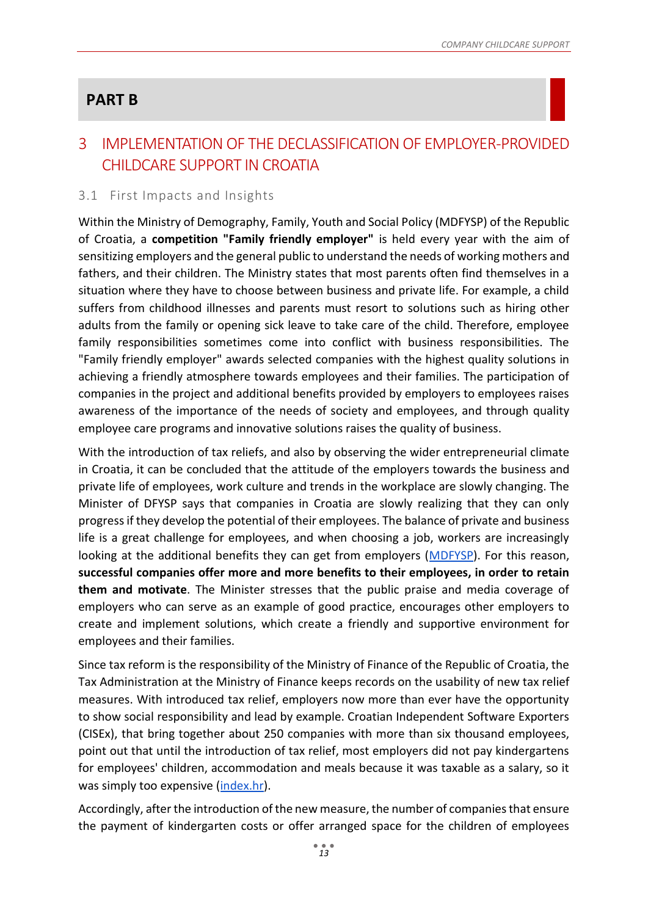## PART B

# 3 IMPLEMENTATION OF THE DECLASSIFICATION OF EMPLOYER-PROVIDED CHILDCARE SUPPORT IN CROATIA

## 3.1 First Impacts and Insights

Within the Ministry of Demography, Family, Youth and Social Policy (MDFYSP) of the Republic of Croatia, a **competition "Family friendly employer"** is held every year with the aim of sensitizing employers and the general public to understand the needs of working mothers and fathers, and their children. The Ministry states that most parents often find themselves in a situation where they have to choose between business and private life. For example, a child suffers from childhood illnesses and parents must resort to solutions such as hiring other adults from the family or opening sick leave to take care of the child. Therefore, employee family responsibilities sometimes come into conflict with business responsibilities. The "Family friendly employer" awards selected companies with the highest quality solutions in achieving a friendly atmosphere towards employees and their families. The participation of companies in the project and additional benefits provided by employers to employees raises awareness of the importance of the needs of society and employees, and through quality employee care programs and innovative solutions raises the quality of business.

With the introduction of tax reliefs, and also by observing the wider entrepreneurial climate in Croatia, it can be concluded that the attitude of the employers towards the business and private life of employees, work culture and trends in the workplace are slowly changing. The Minister of DFYSP says that companies in Croatia are slowly realizing that they can only progress if they develop the potential of their employees. The balance of private and business life is a great challenge for employees, and when choosing a job, workers are increasingly looking at the additional benefits they can get from employers (MDFYSP). For this reason, **successful companies offer more and more benefits to their employees, in order to retain them and motivate**. The Minister stresses that the public praise and media coverage of employers who can serve as an example of good practice, encourages other employers to create and implement solutions, which create a friendly and supportive environment for employees and their families.

Since tax reform is the responsibility of the Ministry of Finance of the Republic of Croatia, the Tax Administration at the Ministry of Finance keeps records on the usability of new tax relief measures. With introduced tax relief, employers now more than ever have the opportunity to show social responsibility and lead by example. Croatian Independent Software Exporters (CISEx), that bring together about 250 companies with more than six thousand employees, point out that until the introduction of tax relief, most employers did not pay kindergartens for employees' children, accommodation and meals because it was taxable as a salary, so it was simply too expensive (index.hr).

Accordingly, after the introduction of the new measure, the number of companies that ensure the payment of kindergarten costs or offer arranged space for the children of employees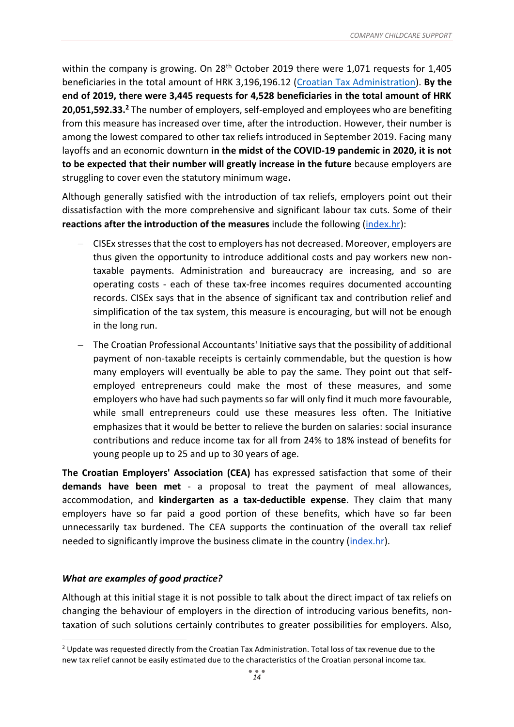within the company is growing. On 28th October 2019 there were 1,071 requests for 1,405 beneficiaries in the total amount of HRK 3,196,196.12 ([Croatian Tax Administration]). **By the end of 2019, there were 3,445 requests for 4,528 beneficiaries in the total amount of HRK 20,051,592.33.**[2] The number of employers, self-employed and employees who are benefiting from this measure has increased over time, after the introduction. However, their number is among the lowest compared to other tax reliefs introduced in September 2019. Facing many layoffs and an economic downturn **in the midst of the COVID-19 pandemic in 2020, it is not to be expected that their number will greatly increase in the future** because employers are struggling to cover even the statutory minimum wage**.**

Although generally satisfied with the introduction of tax reliefs, employers point out their dissatisfaction with the more comprehensive and significant labour tax cuts. Some of their **reactions after the introduction of the measures** include the following (index.hr):

- CISEx stresses that the cost to employers has not decreased. Moreover, employers are thus given the opportunity to introduce additional costs and pay workers new non-taxable payments. Administration and bureaucracy are increasing, and so are operating costs - each of these tax-free incomes requires documented accounting records. CISEx says that in the absence of significant tax and contribution relief and simplification of the tax system, this measure is encouraging, but will not be enough in the long run.
- The Croatian Professional Accountants' Initiative says that the possibility of additional payment of non-taxable receipts is certainly commendable, but the question is how many employers will eventually be able to pay the same. They point out that self-employed entrepreneurs could make the most of these measures, and some employers who have had such payments so far will only find it much more favourable, while small entrepreneurs could use these measures less often. The Initiative emphasizes that it would be better to relieve the burden on salaries: social insurance contributions and reduce income tax for all from 24% to 18% instead of benefits for young people up to 25 and up to 30 years of age.

**The Croatian Employers' Association (CEA)** has expressed satisfaction that some of their **demands have been met** - a proposal to treat the payment of meal allowances, accommodation, and **kindergarten as a tax-deductible expense**. They claim that many employers have so far paid a good portion of these benefits, which have so far been unnecessarily tax burdened. The CEA supports the continuation of the overall tax relief needed to significantly improve the business climate in the country (index.hr).

### *What are examples of good practice?*

Although at this initial stage it is not possible to talk about the direct impact of tax reliefs on changing the behaviour of employers in the direction of introducing various benefits, non-taxation of such solutions certainly contributes to greater possibilities for employers. Also,

[2] Update was requested directly from the Croatian Tax Administration. Total loss of tax revenue due to the new tax relief cannot be easily estimated due to the characteristics of the Croatian personal income tax.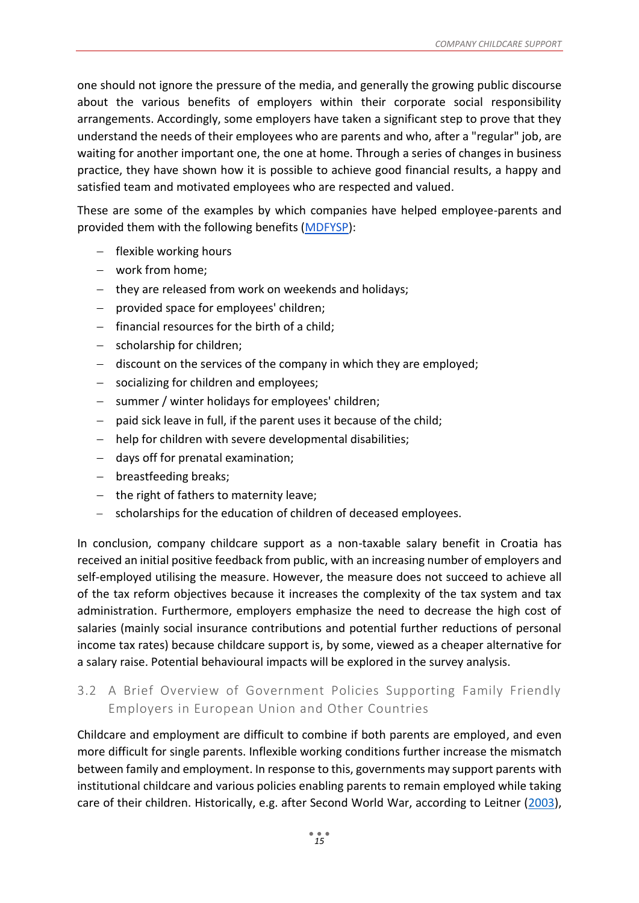one should not ignore the pressure of the media, and generally the growing public discourse about the various benefits of employers within their corporate social responsibility arrangements. Accordingly, some employers have taken a significant step to prove that they understand the needs of their employees who are parents and who, after a "regular" job, are waiting for another important one, the one at home. Through a series of changes in business practice, they have shown how it is possible to achieve good financial results, a happy and satisfied team and motivated employees who are respected and valued.

These are some of the examples by which companies have helped employee-parents and provided them with the following benefits (MDFYSP):

- flexible working hours
- work from home;
- they are released from work on weekends and holidays;
- provided space for employees' children;
- financial resources for the birth of a child;
- scholarship for children;
- discount on the services of the company in which they are employed;
- socializing for children and employees;
- summer / winter holidays for employees' children;
- paid sick leave in full, if the parent uses it because of the child;
- help for children with severe developmental disabilities;
- days off for prenatal examination;
- breastfeeding breaks;
- the right of fathers to maternity leave;
- scholarships for the education of children of deceased employees.

In conclusion, company childcare support as a non-taxable salary benefit in Croatia has received an initial positive feedback from public, with an increasing number of employers and self-employed utilising the measure. However, the measure does not succeed to achieve all of the tax reform objectives because it increases the complexity of the tax system and tax administration. Furthermore, employers emphasize the need to decrease the high cost of salaries (mainly social insurance contributions and potential further reductions of personal income tax rates) because childcare support is, by some, viewed as a cheaper alternative for a salary raise. Potential behavioural impacts will be explored in the survey analysis.

## 3.2 A Brief Overview of Government Policies Supporting Family Friendly Employers in European Union and Other Countries

Childcare and employment are difficult to combine if both parents are employed, and even more difficult for single parents. Inflexible working conditions further increase the mismatch between family and employment. In response to this, governments may support parents with institutional childcare and various policies enabling parents to remain employed while taking care of their children. Historically, e.g. after Second World War, according to Leitner (2003),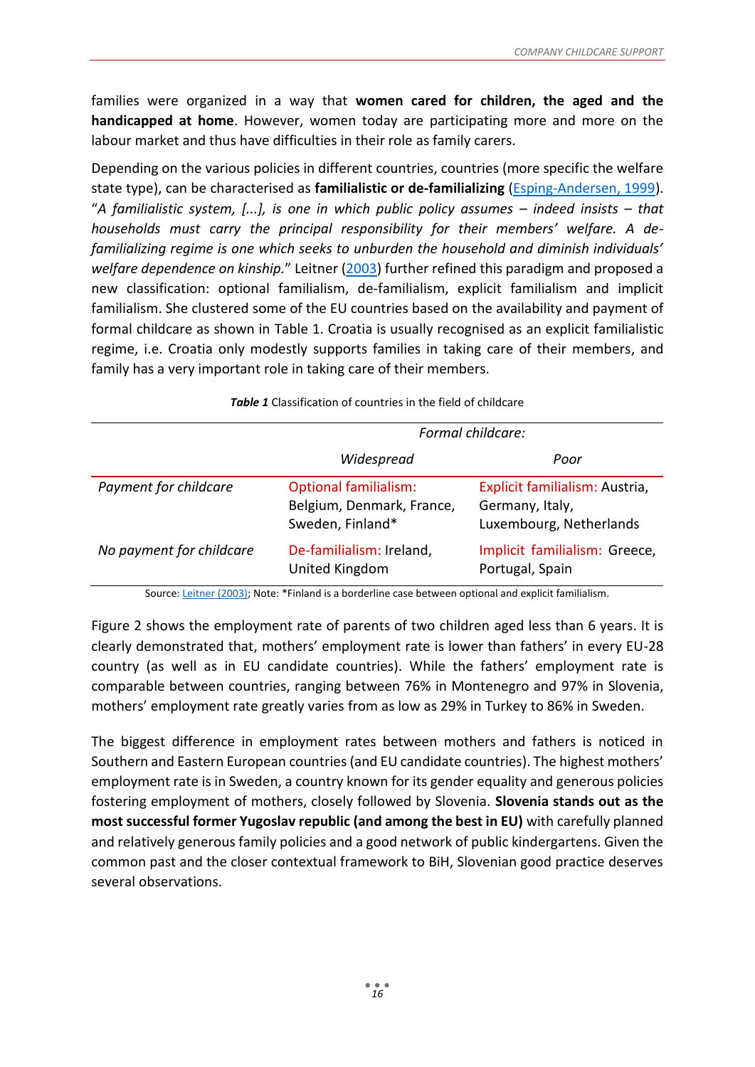families were organized in a way that **women cared for children, the aged and the handicapped at home**. However, women today are participating more and more on the labour market and thus have difficulties in their role as family carers.

Depending on the various policies in different countries, countries (more specific the welfare state type), can be characterised as **familialistic or de-familializing** (Esping-Andersen, 1999). "*A familialistic system, [...], is one in which public policy assumes – indeed insists – that households must carry the principal responsibility for their members' welfare. A de-familializing regime is one which seeks to unburden the household and diminish individuals' welfare dependence on kinship.*" Leitner (2003) further refined this paradigm and proposed a new classification: optional familialism, de-familialism, explicit familialism and implicit familialism. She clustered some of the EU countries based on the availability and payment of formal childcare as shown in Table 1. Croatia is usually recognised as an explicit familialistic regime, i.e. Croatia only modestly supports families in taking care of their members, and family has a very important role in taking care of their members.

***Table 1*** Classification of countries in the field of childcare

| | *Formal childcare:* | |
|---|---|---|
| | *Widespread* | *Poor* |
| *Payment for childcare* | Optional familialism: Belgium, Denmark, France, Sweden, Finland* | Explicit familialism: Austria, Germany, Italy, Luxembourg, Netherlands |
| *No payment for childcare* | De-familialism: Ireland, United Kingdom | Implicit familialism: Greece, Portugal, Spain |

Source: Leitner (2003); Note: *Finland is a borderline case between optional and explicit familialism.

Figure 2 shows the employment rate of parents of two children aged less than 6 years. It is clearly demonstrated that, mothers' employment rate is lower than fathers' in every EU-28 country (as well as in EU candidate countries). While the fathers' employment rate is comparable between countries, ranging between 76% in Montenegro and 97% in Slovenia, mothers' employment rate greatly varies from as low as 29% in Turkey to 86% in Sweden.

The biggest difference in employment rates between mothers and fathers is noticed in Southern and Eastern European countries (and EU candidate countries). The highest mothers' employment rate is in Sweden, a country known for its gender equality and generous policies fostering employment of mothers, closely followed by Slovenia. **Slovenia stands out as the most successful former Yugoslav republic (and among the best in EU)** with carefully planned and relatively generous family policies and a good network of public kindergartens. Given the common past and the closer contextual framework to BiH, Slovenian good practice deserves several observations.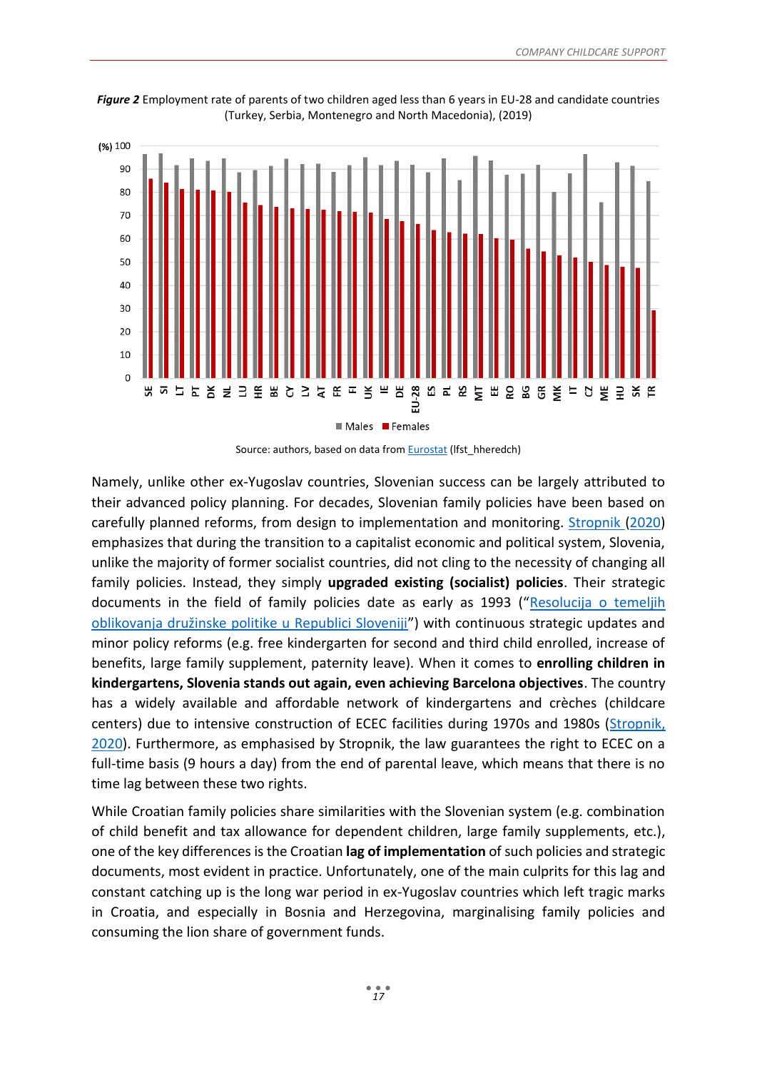***Figure 2*** Employment rate of parents of two children aged less than 6 years in EU-28 and candidate countries (Turkey, Serbia, Montenegro and North Macedonia), (2019)

Source: authors, based on data from Eurostat (lfst_hheredch)

Namely, unlike other ex-Yugoslav countries, Slovenian success can be largely attributed to their advanced policy planning. For decades, Slovenian family policies have been based on carefully planned reforms, from design to implementation and monitoring. Stropnik (2020) emphasizes that during the transition to a capitalist economic and political system, Slovenia, unlike the majority of former socialist countries, did not cling to the necessity of changing all family policies. Instead, they simply **upgraded existing (socialist) policies**. Their strategic documents in the field of family policies date as early as 1993 ("Resolucija o temeljih oblikovanja družinske politike u Republici Sloveniji") with continuous strategic updates and minor policy reforms (e.g. free kindergarten for second and third child enrolled, increase of benefits, large family supplement, paternity leave). When it comes to **enrolling children in kindergartens, Slovenia stands out again, even achieving Barcelona objectives**. The country has a widely available and affordable network of kindergartens and crèches (childcare centers) due to intensive construction of ECEC facilities during 1970s and 1980s (Stropnik, 2020). Furthermore, as emphasised by Stropnik, the law guarantees the right to ECEC on a full-time basis (9 hours a day) from the end of parental leave, which means that there is no time lag between these two rights.

While Croatian family policies share similarities with the Slovenian system (e.g. combination of child benefit and tax allowance for dependent children, large family supplements, etc.), one of the key differences is the Croatian **lag of implementation** of such policies and strategic documents, most evident in practice. Unfortunately, one of the main culprits for this lag and constant catching up is the long war period in ex-Yugoslav countries which left tragic marks in Croatia, and especially in Bosnia and Herzegovina, marginalising family policies and consuming the lion share of government funds.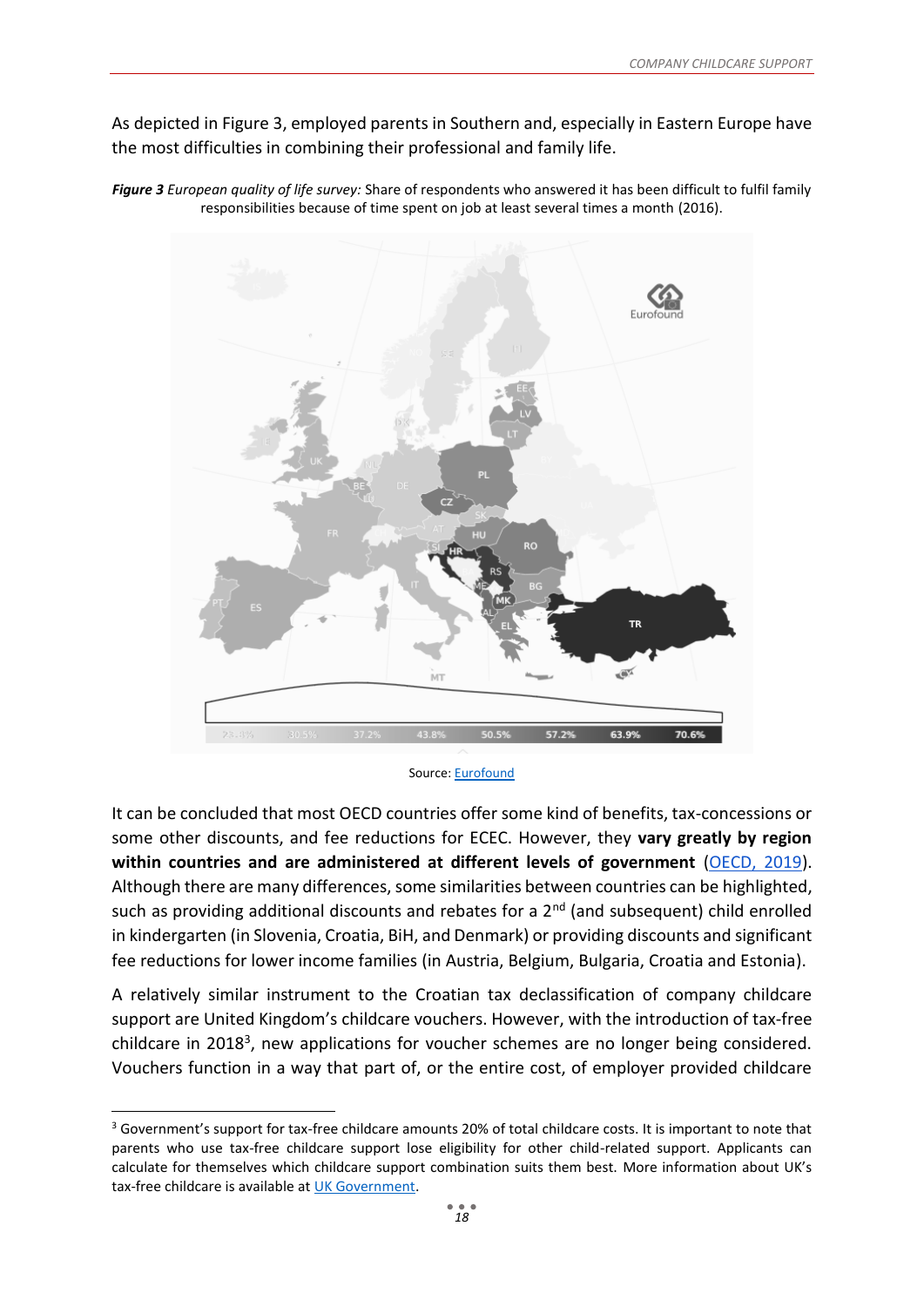As depicted in Figure 3, employed parents in Southern and, especially in Eastern Europe have the most difficulties in combining their professional and family life.

***Figure 3** European quality of life survey:* Share of respondents who answered it has been difficult to fulfil family responsibilities because of time spent on job at least several times a month (2016).

Source: [Eurofound](#)

It can be concluded that most OECD countries offer some kind of benefits, tax-concessions or some other discounts, and fee reductions for ECEC. However, they **vary greatly by region within countries and are administered at different levels of government** ([OECD, 2019](#)). Although there are many differences, some similarities between countries can be highlighted, such as providing additional discounts and rebates for a 2nd (and subsequent) child enrolled in kindergarten (in Slovenia, Croatia, BiH, and Denmark) or providing discounts and significant fee reductions for lower income families (in Austria, Belgium, Bulgaria, Croatia and Estonia).

A relatively similar instrument to the Croatian tax declassification of company childcare support are United Kingdom's childcare vouchers. However, with the introduction of tax-free childcare in 2018[3], new applications for voucher schemes are no longer being considered. Vouchers function in a way that part of, or the entire cost, of employer provided childcare

[3] Government's support for tax-free childcare amounts 20% of total childcare costs. It is important to note that parents who use tax-free childcare support lose eligibility for other child-related support. Applicants can calculate for themselves which childcare support combination suits them best. More information about UK's tax-free childcare is available at [UK Government](#).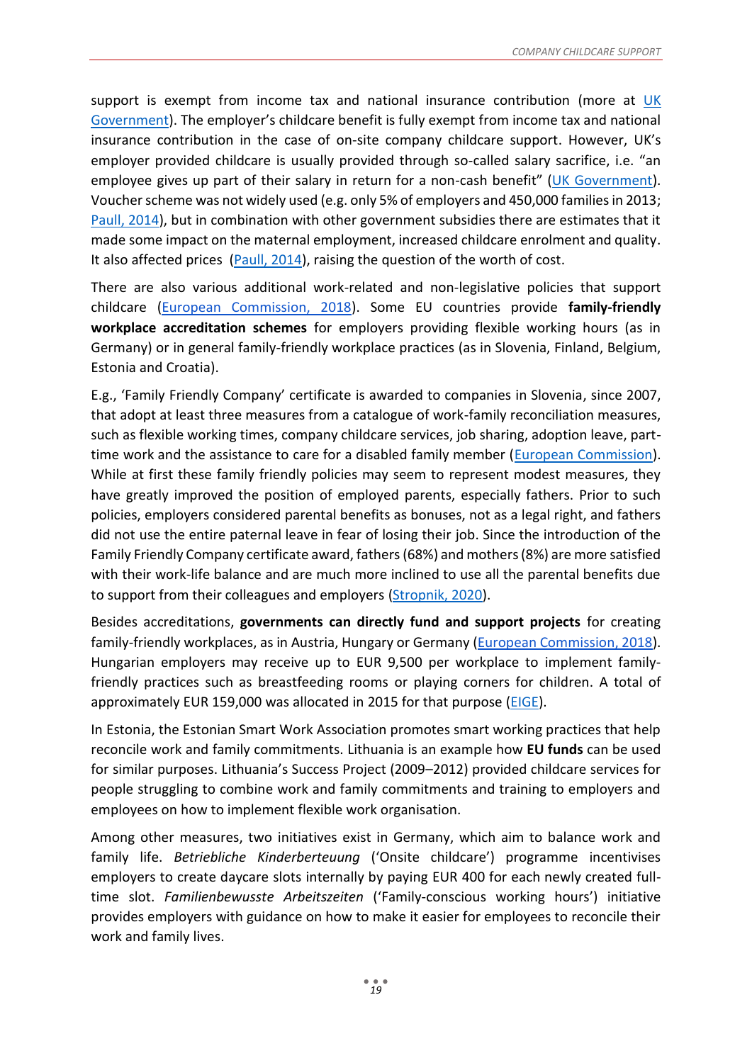support is exempt from income tax and national insurance contribution (more at UK Government). The employer's childcare benefit is fully exempt from income tax and national insurance contribution in the case of on-site company childcare support. However, UK's employer provided childcare is usually provided through so-called salary sacrifice, i.e. "an employee gives up part of their salary in return for a non-cash benefit" (UK Government). Voucher scheme was not widely used (e.g. only 5% of employers and 450,000 families in 2013; Paull, 2014), but in combination with other government subsidies there are estimates that it made some impact on the maternal employment, increased childcare enrolment and quality. It also affected prices (Paull, 2014), raising the question of the worth of cost.

There are also various additional work-related and non-legislative policies that support childcare (European Commission, 2018). Some EU countries provide **family-friendly workplace accreditation schemes** for employers providing flexible working hours (as in Germany) or in general family-friendly workplace practices (as in Slovenia, Finland, Belgium, Estonia and Croatia).

E.g., 'Family Friendly Company' certificate is awarded to companies in Slovenia, since 2007, that adopt at least three measures from a catalogue of work-family reconciliation measures, such as flexible working times, company childcare services, job sharing, adoption leave, part-time work and the assistance to care for a disabled family member (European Commission). While at first these family friendly policies may seem to represent modest measures, they have greatly improved the position of employed parents, especially fathers. Prior to such policies, employers considered parental benefits as bonuses, not as a legal right, and fathers did not use the entire paternal leave in fear of losing their job. Since the introduction of the Family Friendly Company certificate award, fathers (68%) and mothers (8%) are more satisfied with their work-life balance and are much more inclined to use all the parental benefits due to support from their colleagues and employers (Stropnik, 2020).

Besides accreditations, **governments can directly fund and support projects** for creating family-friendly workplaces, as in Austria, Hungary or Germany (European Commission, 2018). Hungarian employers may receive up to EUR 9,500 per workplace to implement family-friendly practices such as breastfeeding rooms or playing corners for children. A total of approximately EUR 159,000 was allocated in 2015 for that purpose (EIGE).

In Estonia, the Estonian Smart Work Association promotes smart working practices that help reconcile work and family commitments. Lithuania is an example how **EU funds** can be used for similar purposes. Lithuania's Success Project (2009–2012) provided childcare services for people struggling to combine work and family commitments and training to employers and employees on how to implement flexible work organisation.

Among other measures, two initiatives exist in Germany, which aim to balance work and family life. *Betriebliche Kinderberteuung* ('Onsite childcare') programme incentivises employers to create daycare slots internally by paying EUR 400 for each newly created full-time slot. *Familienbewusste Arbeitszeiten* ('Family-conscious working hours') initiative provides employers with guidance on how to make it easier for employees to reconcile their work and family lives.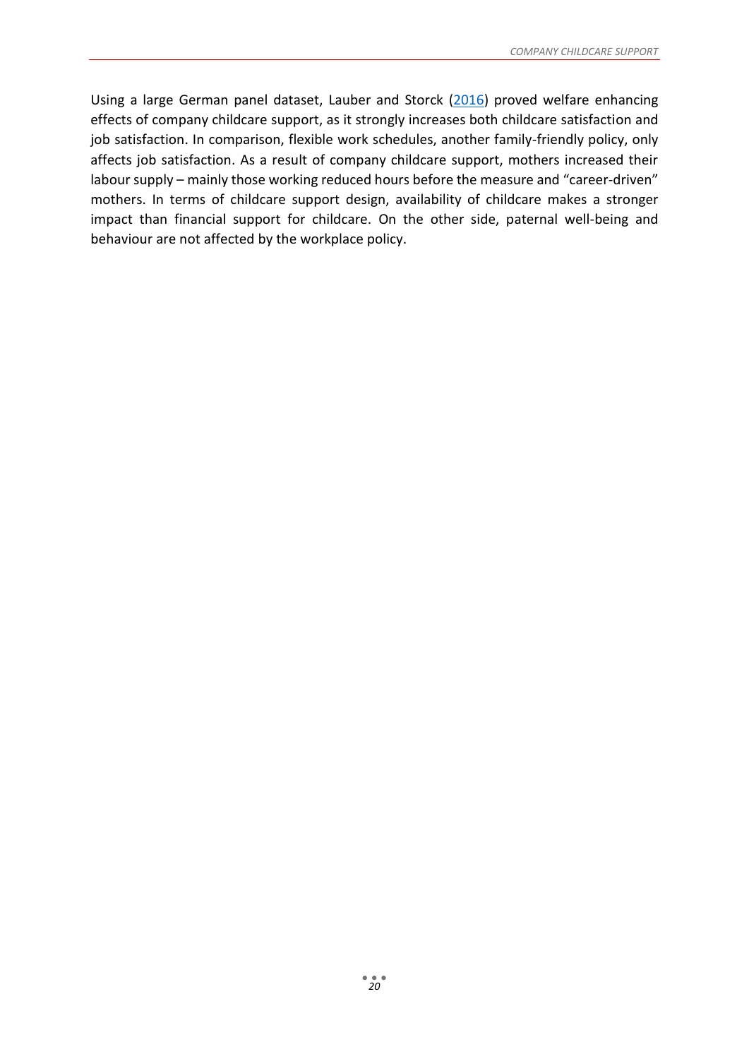Using a large German panel dataset, Lauber and Storck (2016) proved welfare enhancing effects of company childcare support, as it strongly increases both childcare satisfaction and job satisfaction. In comparison, flexible work schedules, another family-friendly policy, only affects job satisfaction. As a result of company childcare support, mothers increased their labour supply – mainly those working reduced hours before the measure and "career-driven" mothers. In terms of childcare support design, availability of childcare makes a stronger impact than financial support for childcare. On the other side, paternal well-being and behaviour are not affected by the workplace policy.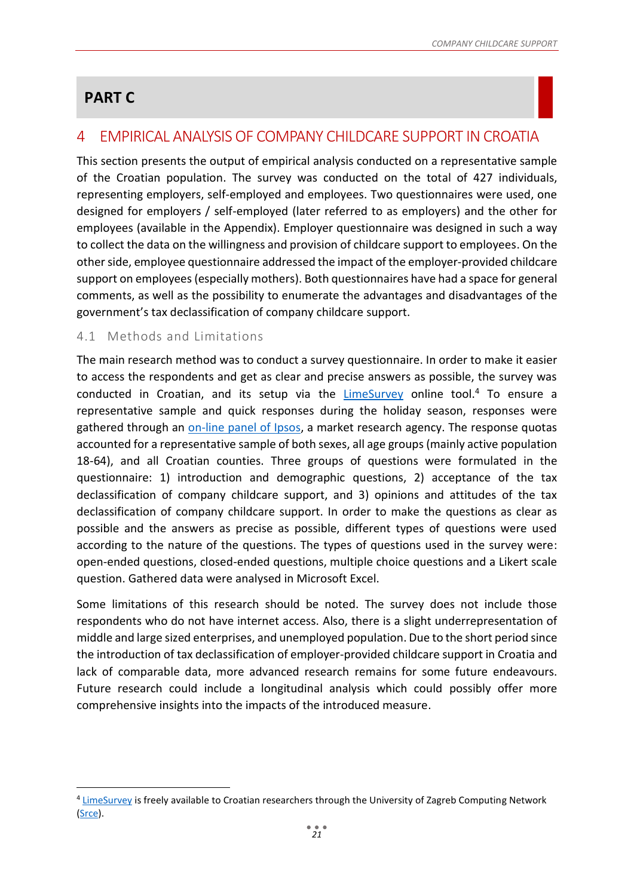# PART C

## 4 EMPIRICAL ANALYSIS OF COMPANY CHILDCARE SUPPORT IN CROATIA

This section presents the output of empirical analysis conducted on a representative sample of the Croatian population. The survey was conducted on the total of 427 individuals, representing employers, self-employed and employees. Two questionnaires were used, one designed for employers / self-employed (later referred to as employers) and the other for employees (available in the Appendix). Employer questionnaire was designed in such a way to collect the data on the willingness and provision of childcare support to employees. On the other side, employee questionnaire addressed the impact of the employer-provided childcare support on employees (especially mothers). Both questionnaires have had a space for general comments, as well as the possibility to enumerate the advantages and disadvantages of the government's tax declassification of company childcare support.

### 4.1 Methods and Limitations

The main research method was to conduct a survey questionnaire. In order to make it easier to access the respondents and get as clear and precise answers as possible, the survey was conducted in Croatian, and its setup via the LimeSurvey online tool.[4] To ensure a representative sample and quick responses during the holiday season, responses were gathered through an on-line panel of Ipsos, a market research agency. The response quotas accounted for a representative sample of both sexes, all age groups (mainly active population 18-64), and all Croatian counties. Three groups of questions were formulated in the questionnaire: 1) introduction and demographic questions, 2) acceptance of the tax declassification of company childcare support, and 3) opinions and attitudes of the tax declassification of company childcare support. In order to make the questions as clear as possible and the answers as precise as possible, different types of questions were used according to the nature of the questions. The types of questions used in the survey were: open-ended questions, closed-ended questions, multiple choice questions and a Likert scale question. Gathered data were analysed in Microsoft Excel.

Some limitations of this research should be noted. The survey does not include those respondents who do not have internet access. Also, there is a slight underrepresentation of middle and large sized enterprises, and unemployed population. Due to the short period since the introduction of tax declassification of employer-provided childcare support in Croatia and lack of comparable data, more advanced research remains for some future endeavours. Future research could include a longitudinal analysis which could possibly offer more comprehensive insights into the impacts of the introduced measure.

---

[4] LimeSurvey is freely available to Croatian researchers through the University of Zagreb Computing Network (Srce).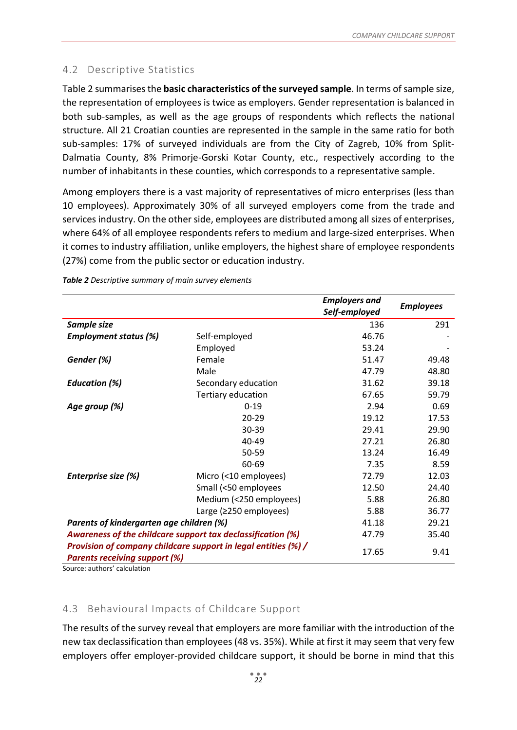## 4.2 Descriptive Statistics

Table 2 summarises the **basic characteristics of the surveyed sample**. In terms of sample size, the representation of employees is twice as employers. Gender representation is balanced in both sub-samples, as well as the age groups of respondents which reflects the national structure. All 21 Croatian counties are represented in the sample in the same ratio for both sub-samples: 17% of surveyed individuals are from the City of Zagreb, 10% from Split-Dalmatia County, 8% Primorje-Gorski Kotar County, etc., respectively according to the number of inhabitants in these counties, which corresponds to a representative sample.

Among employers there is a vast majority of representatives of micro enterprises (less than 10 employees). Approximately 30% of all surveyed employers come from the trade and services industry. On the other side, employees are distributed among all sizes of enterprises, where 64% of all employee respondents refers to medium and large-sized enterprises. When it comes to industry affiliation, unlike employers, the highest share of employee respondents (27%) come from the public sector or education industry.

***Table 2*** *Descriptive summary of main survey elements*

| | | ***Employers and Self-employed*** | ***Employees*** |
|---|---|---|---|
| ***Sample size*** | | 136 | 291 |
| ***Employment status (%)*** | Self-employed | 46.76 | - |
| | Employed | 53.24 | - |
| ***Gender (%)*** | Female | 51.47 | 49.48 |
| | Male | 47.79 | 48.80 |
| ***Education (%)*** | Secondary education | 31.62 | 39.18 |
| | Tertiary education | 67.65 | 59.79 |
| ***Age group (%)*** | 0-19 | 2.94 | 0.69 |
| | 20-29 | 19.12 | 17.53 |
| | 30-39 | 29.41 | 29.90 |
| | 40-49 | 27.21 | 26.80 |
| | 50-59 | 13.24 | 16.49 |
| | 60-69 | 7.35 | 8.59 |
| ***Enterprise size (%)*** | Micro (<10 employees) | 72.79 | 12.03 |
| | Small (<50 employees | 12.50 | 24.40 |
| | Medium (<250 employees) | 5.88 | 26.80 |
| | Large (≥250 employees) | 5.88 | 36.77 |
| ***Parents of kindergarten age children (%)*** | | 41.18 | 29.21 |
| ***Awareness of the childcare support tax declassification (%)*** | | 47.79 | 35.40 |
| ***Provision of company childcare support in legal entities (%) / Parents receiving support (%)*** | | 17.65 | 9.41 |

Source: authors' calculation

## 4.3 Behavioural Impacts of Childcare Support

The results of the survey reveal that employers are more familiar with the introduction of the new tax declassification than employees (48 vs. 35%). While at first it may seem that very few employers offer employer-provided childcare support, it should be borne in mind that this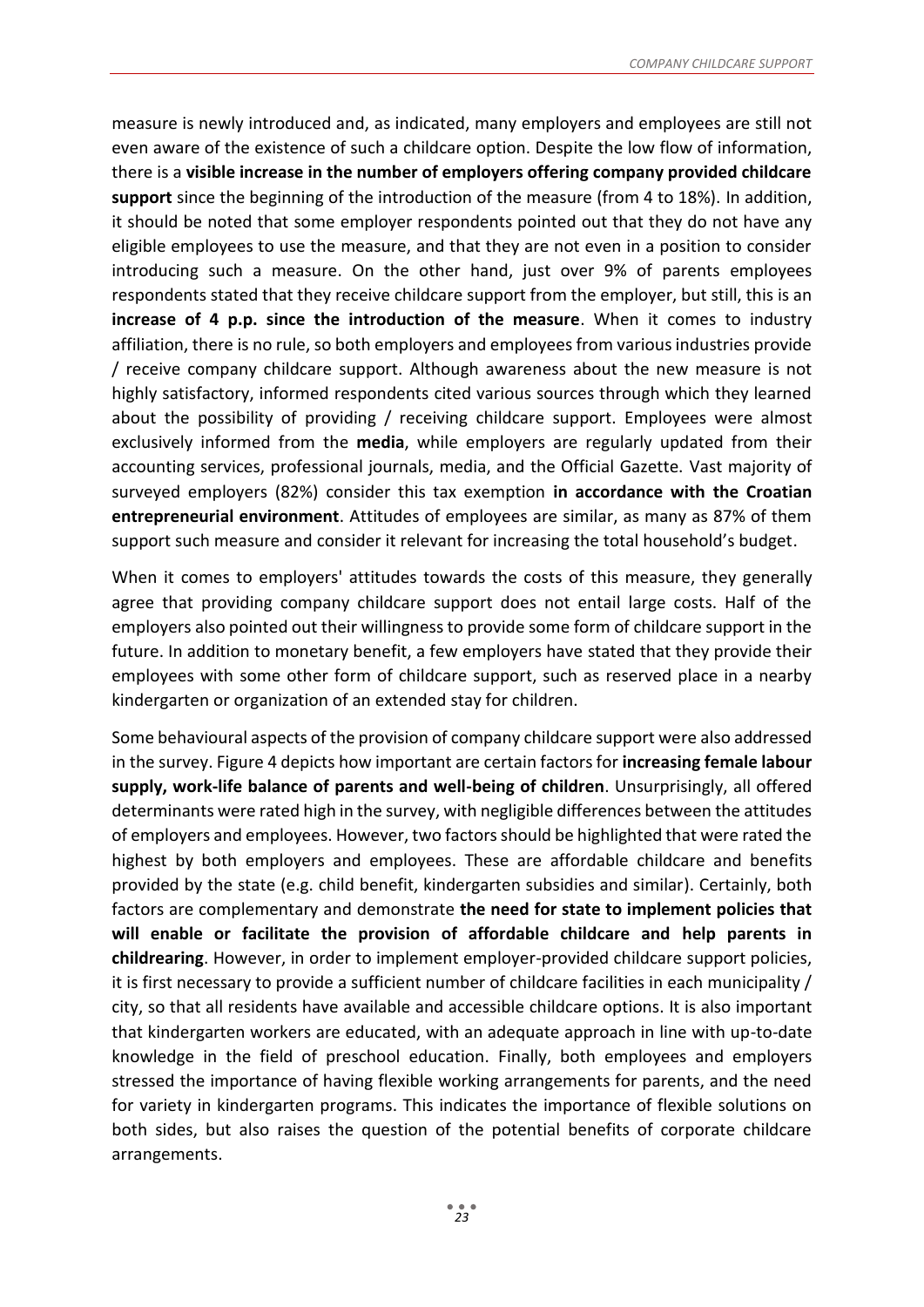measure is newly introduced and, as indicated, many employers and employees are still not even aware of the existence of such a childcare option. Despite the low flow of information, there is a **visible increase in the number of employers offering company provided childcare support** since the beginning of the introduction of the measure (from 4 to 18%). In addition, it should be noted that some employer respondents pointed out that they do not have any eligible employees to use the measure, and that they are not even in a position to consider introducing such a measure. On the other hand, just over 9% of parents employees respondents stated that they receive childcare support from the employer, but still, this is an **increase of 4 p.p. since the introduction of the measure**. When it comes to industry affiliation, there is no rule, so both employers and employees from various industries provide / receive company childcare support. Although awareness about the new measure is not highly satisfactory, informed respondents cited various sources through which they learned about the possibility of providing / receiving childcare support. Employees were almost exclusively informed from the **media**, while employers are regularly updated from their accounting services, professional journals, media, and the Official Gazette. Vast majority of surveyed employers (82%) consider this tax exemption **in accordance with the Croatian entrepreneurial environment**. Attitudes of employees are similar, as many as 87% of them support such measure and consider it relevant for increasing the total household's budget.

When it comes to employers' attitudes towards the costs of this measure, they generally agree that providing company childcare support does not entail large costs. Half of the employers also pointed out their willingness to provide some form of childcare support in the future. In addition to monetary benefit, a few employers have stated that they provide their employees with some other form of childcare support, such as reserved place in a nearby kindergarten or organization of an extended stay for children.

Some behavioural aspects of the provision of company childcare support were also addressed in the survey. Figure 4 depicts how important are certain factors for **increasing female labour supply, work-life balance of parents and well-being of children**. Unsurprisingly, all offered determinants were rated high in the survey, with negligible differences between the attitudes of employers and employees. However, two factors should be highlighted that were rated the highest by both employers and employees. These are affordable childcare and benefits provided by the state (e.g. child benefit, kindergarten subsidies and similar). Certainly, both factors are complementary and demonstrate **the need for state to implement policies that will enable or facilitate the provision of affordable childcare and help parents in childrearing**. However, in order to implement employer-provided childcare support policies, it is first necessary to provide a sufficient number of childcare facilities in each municipality / city, so that all residents have available and accessible childcare options. It is also important that kindergarten workers are educated, with an adequate approach in line with up-to-date knowledge in the field of preschool education. Finally, both employees and employers stressed the importance of having flexible working arrangements for parents, and the need for variety in kindergarten programs. This indicates the importance of flexible solutions on both sides, but also raises the question of the potential benefits of corporate childcare arrangements.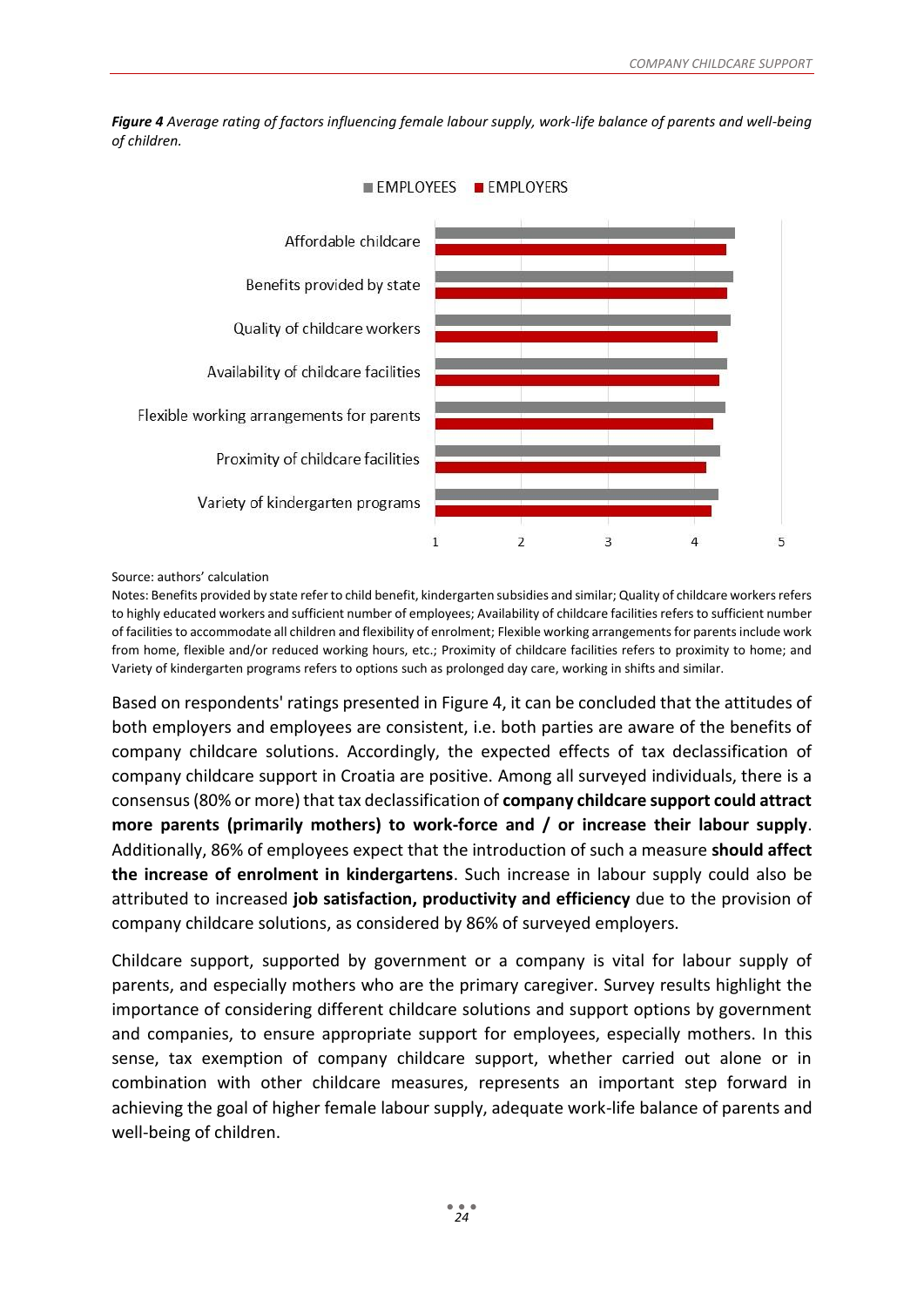***Figure 4*** *Average rating of factors influencing female labour supply, work-life balance of parents and well-being of children.*

Source: authors' calculation

Notes: Benefits provided by state refer to child benefit, kindergarten subsidies and similar; Quality of childcare workers refers to highly educated workers and sufficient number of employees; Availability of childcare facilities refers to sufficient number of facilities to accommodate all children and flexibility of enrolment; Flexible working arrangements for parents include work from home, flexible and/or reduced working hours, etc.; Proximity of childcare facilities refers to proximity to home; and Variety of kindergarten programs refers to options such as prolonged day care, working in shifts and similar.

Based on respondents' ratings presented in Figure 4, it can be concluded that the attitudes of both employers and employees are consistent, i.e. both parties are aware of the benefits of company childcare solutions. Accordingly, the expected effects of tax declassification of company childcare support in Croatia are positive. Among all surveyed individuals, there is a consensus (80% or more) that tax declassification of **company childcare support could attract more parents (primarily mothers) to work-force and / or increase their labour supply**. Additionally, 86% of employees expect that the introduction of such a measure **should affect the increase of enrolment in kindergartens**. Such increase in labour supply could also be attributed to increased **job satisfaction, productivity and efficiency** due to the provision of company childcare solutions, as considered by 86% of surveyed employers.

Childcare support, supported by government or a company is vital for labour supply of parents, and especially mothers who are the primary caregiver. Survey results highlight the importance of considering different childcare solutions and support options by government and companies, to ensure appropriate support for employees, especially mothers. In this sense, tax exemption of company childcare support, whether carried out alone or in combination with other childcare measures, represents an important step forward in achieving the goal of higher female labour supply, adequate work-life balance of parents and well-being of children.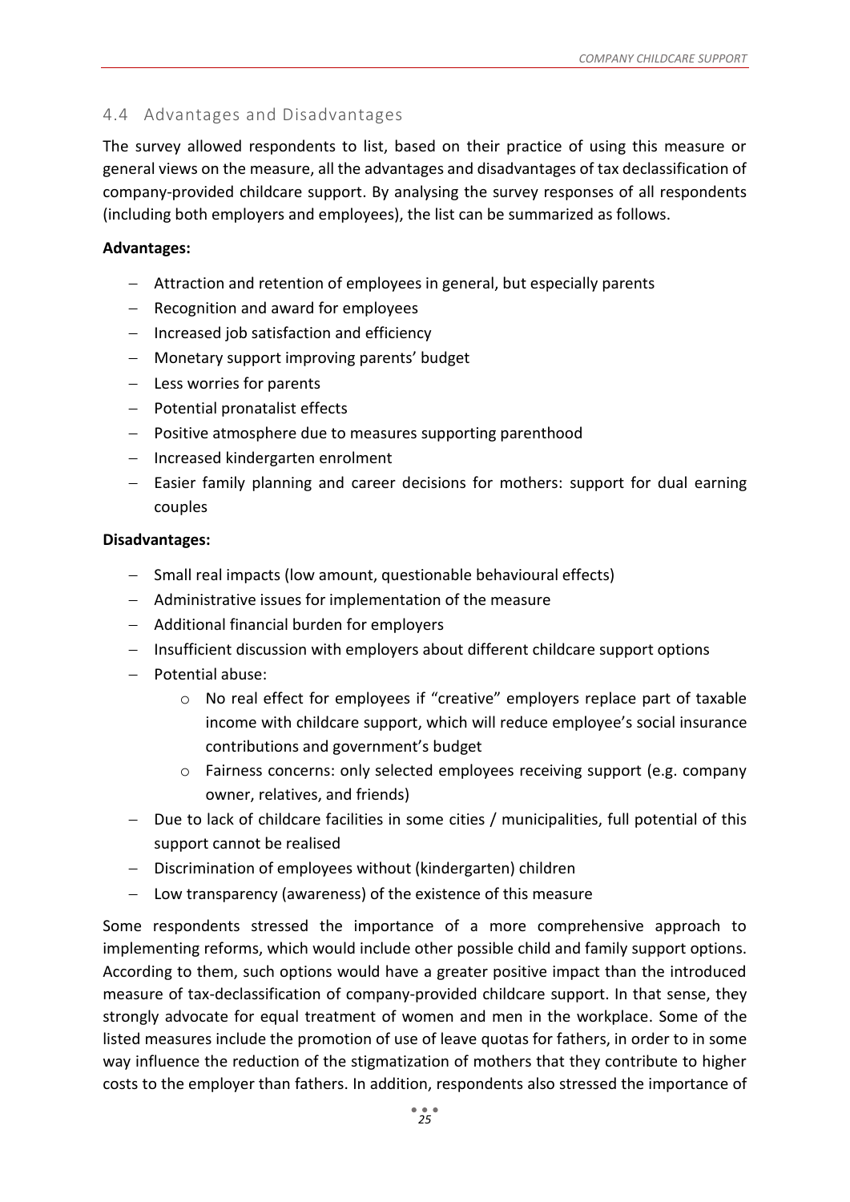## 4.4 Advantages and Disadvantages

The survey allowed respondents to list, based on their practice of using this measure or general views on the measure, all the advantages and disadvantages of tax declassification of company-provided childcare support. By analysing the survey responses of all respondents (including both employers and employees), the list can be summarized as follows.

**Advantages:**

- Attraction and retention of employees in general, but especially parents
- Recognition and award for employees
- Increased job satisfaction and efficiency
- Monetary support improving parents' budget
- Less worries for parents
- Potential pronatalist effects
- Positive atmosphere due to measures supporting parenthood
- Increased kindergarten enrolment
- Easier family planning and career decisions for mothers: support for dual earning couples

**Disadvantages:**

- Small real impacts (low amount, questionable behavioural effects)
- Administrative issues for implementation of the measure
- Additional financial burden for employers
- Insufficient discussion with employers about different childcare support options
- Potential abuse:
    - No real effect for employees if "creative" employers replace part of taxable income with childcare support, which will reduce employee's social insurance contributions and government's budget
    - Fairness concerns: only selected employees receiving support (e.g. company owner, relatives, and friends)
- Due to lack of childcare facilities in some cities / municipalities, full potential of this support cannot be realised
- Discrimination of employees without (kindergarten) children
- Low transparency (awareness) of the existence of this measure

Some respondents stressed the importance of a more comprehensive approach to implementing reforms, which would include other possible child and family support options. According to them, such options would have a greater positive impact than the introduced measure of tax-declassification of company-provided childcare support. In that sense, they strongly advocate for equal treatment of women and men in the workplace. Some of the listed measures include the promotion of use of leave quotas for fathers, in order to in some way influence the reduction of the stigmatization of mothers that they contribute to higher costs to the employer than fathers. In addition, respondents also stressed the importance of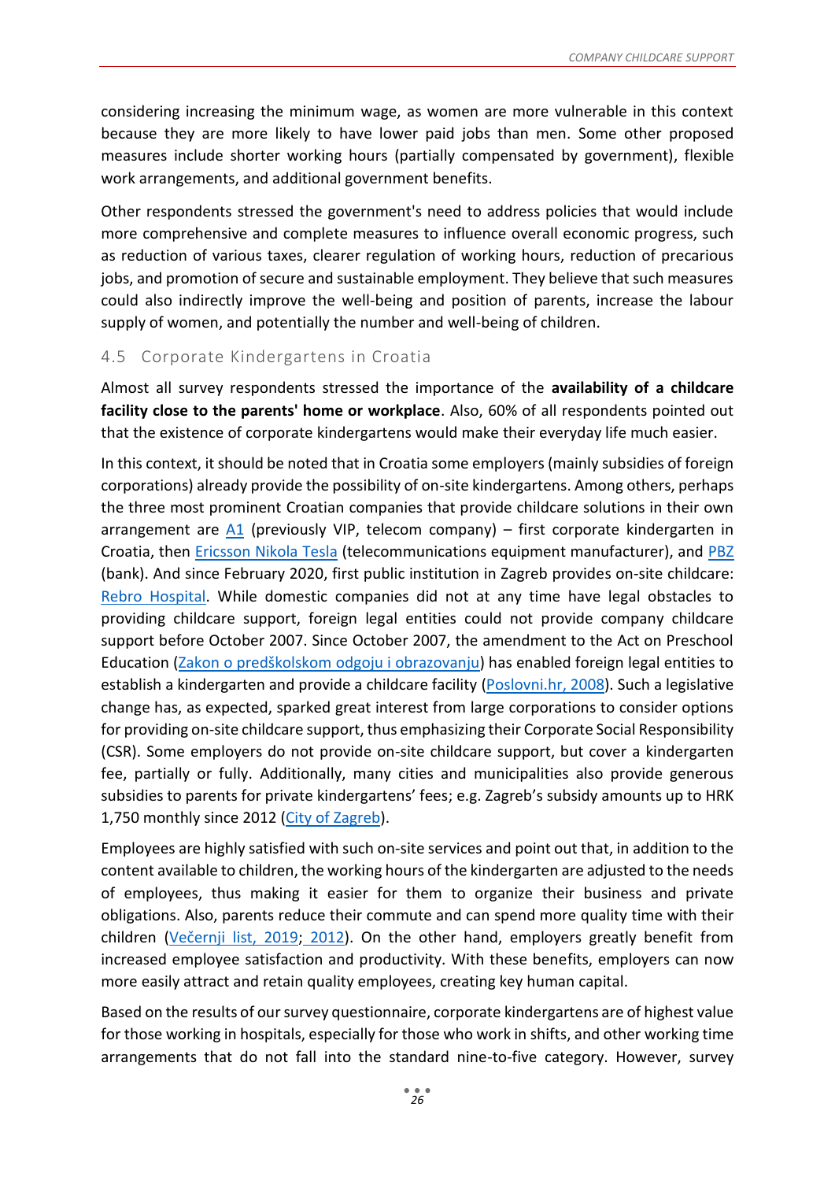considering increasing the minimum wage, as women are more vulnerable in this context because they are more likely to have lower paid jobs than men. Some other proposed measures include shorter working hours (partially compensated by government), flexible work arrangements, and additional government benefits.

Other respondents stressed the government's need to address policies that would include more comprehensive and complete measures to influence overall economic progress, such as reduction of various taxes, clearer regulation of working hours, reduction of precarious jobs, and promotion of secure and sustainable employment. They believe that such measures could also indirectly improve the well-being and position of parents, increase the labour supply of women, and potentially the number and well-being of children.

### 4.5 Corporate Kindergartens in Croatia

Almost all survey respondents stressed the importance of the **availability of a childcare facility close to the parents' home or workplace**. Also, 60% of all respondents pointed out that the existence of corporate kindergartens would make their everyday life much easier.

In this context, it should be noted that in Croatia some employers (mainly subsidies of foreign corporations) already provide the possibility of on-site kindergartens. Among others, perhaps the three most prominent Croatian companies that provide childcare solutions in their own arrangement are A1 (previously VIP, telecom company) – first corporate kindergarten in Croatia, then Ericsson Nikola Tesla (telecommunications equipment manufacturer), and PBZ (bank). And since February 2020, first public institution in Zagreb provides on-site childcare: Rebro Hospital. While domestic companies did not at any time have legal obstacles to providing childcare support, foreign legal entities could not provide company childcare support before October 2007. Since October 2007, the amendment to the Act on Preschool Education (Zakon o predškolskom odgoju i obrazovanju) has enabled foreign legal entities to establish a kindergarten and provide a childcare facility (Poslovni.hr, 2008). Such a legislative change has, as expected, sparked great interest from large corporations to consider options for providing on-site childcare support, thus emphasizing their Corporate Social Responsibility (CSR). Some employers do not provide on-site childcare support, but cover a kindergarten fee, partially or fully. Additionally, many cities and municipalities also provide generous subsidies to parents for private kindergartens' fees; e.g. Zagreb's subsidy amounts up to HRK 1,750 monthly since 2012 (City of Zagreb).

Employees are highly satisfied with such on-site services and point out that, in addition to the content available to children, the working hours of the kindergarten are adjusted to the needs of employees, thus making it easier for them to organize their business and private obligations. Also, parents reduce their commute and can spend more quality time with their children (Večernji list, 2019; 2012). On the other hand, employers greatly benefit from increased employee satisfaction and productivity. With these benefits, employers can now more easily attract and retain quality employees, creating key human capital.

Based on the results of our survey questionnaire, corporate kindergartens are of highest value for those working in hospitals, especially for those who work in shifts, and other working time arrangements that do not fall into the standard nine-to-five category. However, survey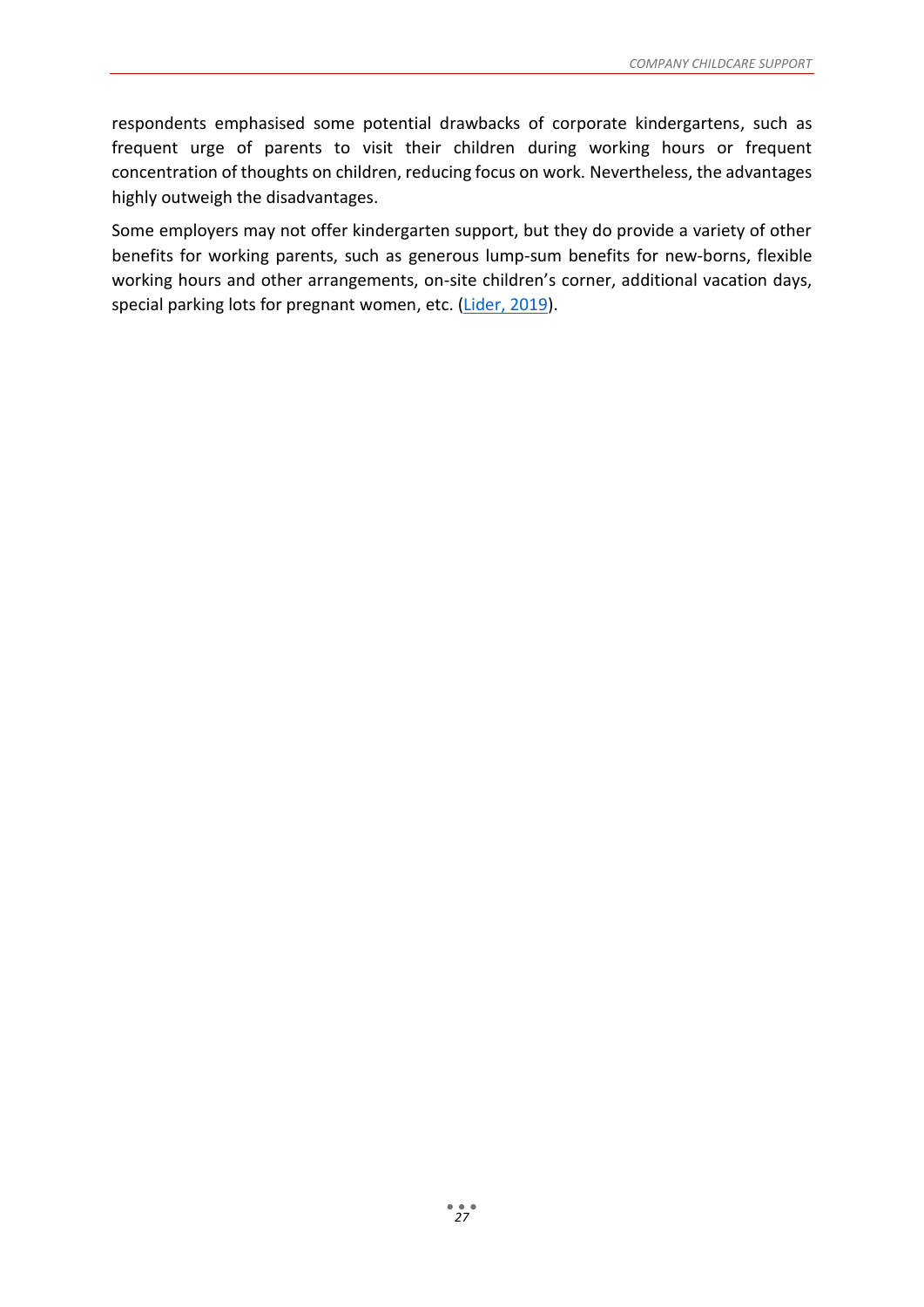respondents emphasised some potential drawbacks of corporate kindergartens, such as frequent urge of parents to visit their children during working hours or frequent concentration of thoughts on children, reducing focus on work. Nevertheless, the advantages highly outweigh the disadvantages.

Some employers may not offer kindergarten support, but they do provide a variety of other benefits for working parents, such as generous lump-sum benefits for new-borns, flexible working hours and other arrangements, on-site children's corner, additional vacation days, special parking lots for pregnant women, etc. (Lider, 2019).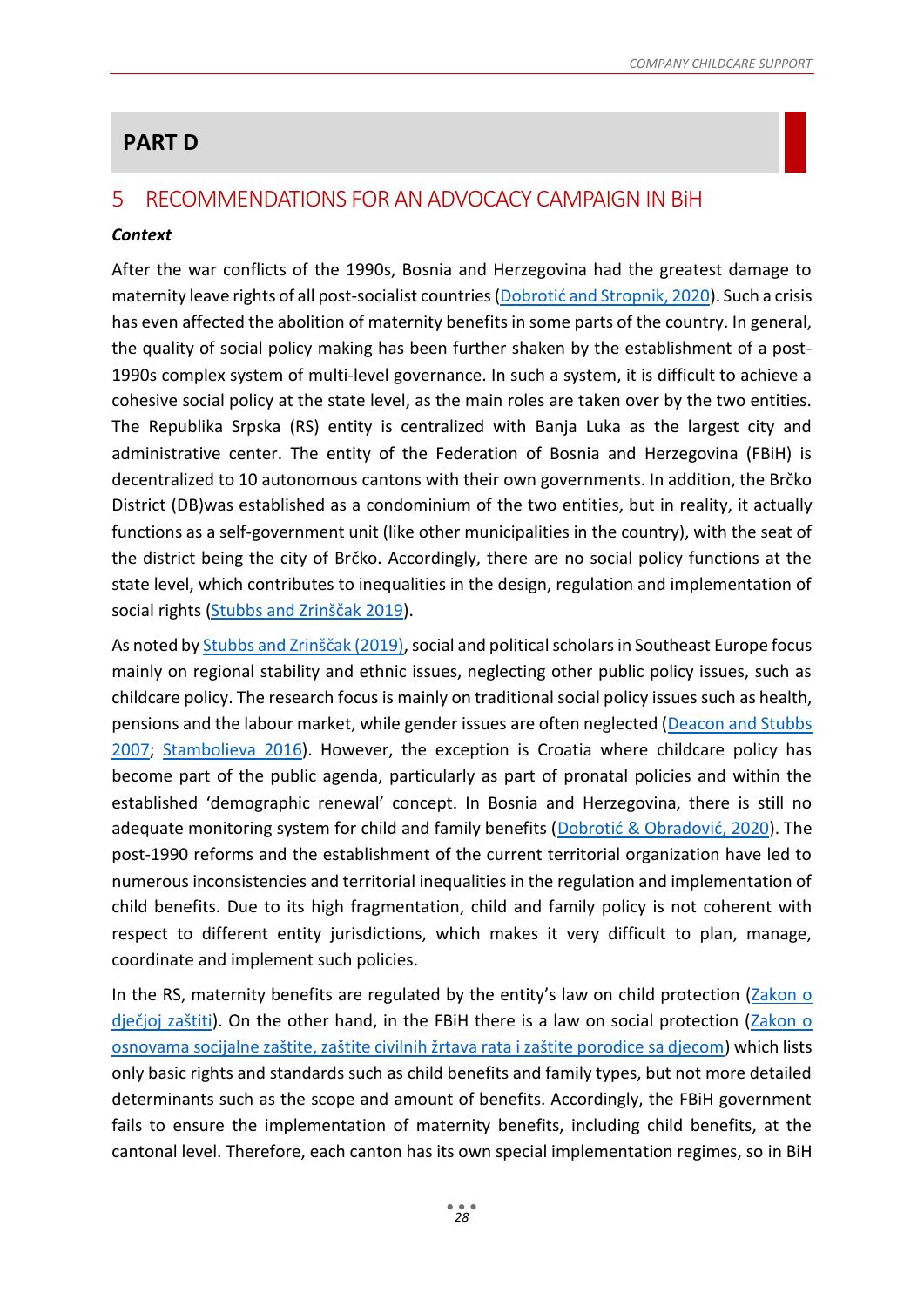# PART D

## 5 RECOMMENDATIONS FOR AN ADVOCACY CAMPAIGN IN BiH

***Context***

After the war conflicts of the 1990s, Bosnia and Herzegovina had the greatest damage to maternity leave rights of all post-socialist countries (Dobrotić and Stropnik, 2020). Such a crisis has even affected the abolition of maternity benefits in some parts of the country. In general, the quality of social policy making has been further shaken by the establishment of a post-1990s complex system of multi-level governance. In such a system, it is difficult to achieve a cohesive social policy at the state level, as the main roles are taken over by the two entities. The Republika Srpska (RS) entity is centralized with Banja Luka as the largest city and administrative center. The entity of the Federation of Bosnia and Herzegovina (FBiH) is decentralized to 10 autonomous cantons with their own governments. In addition, the Brčko District (DB)was established as a condominium of the two entities, but in reality, it actually functions as a self-government unit (like other municipalities in the country), with the seat of the district being the city of Brčko. Accordingly, there are no social policy functions at the state level, which contributes to inequalities in the design, regulation and implementation of social rights (Stubbs and Zrinščak 2019).

As noted by Stubbs and Zrinščak (2019), social and political scholars in Southeast Europe focus mainly on regional stability and ethnic issues, neglecting other public policy issues, such as childcare policy. The research focus is mainly on traditional social policy issues such as health, pensions and the labour market, while gender issues are often neglected (Deacon and Stubbs 2007; Stambolieva 2016). However, the exception is Croatia where childcare policy has become part of the public agenda, particularly as part of pronatal policies and within the established 'demographic renewal' concept. In Bosnia and Herzegovina, there is still no adequate monitoring system for child and family benefits (Dobrotić & Obradović, 2020). The post-1990 reforms and the establishment of the current territorial organization have led to numerous inconsistencies and territorial inequalities in the regulation and implementation of child benefits. Due to its high fragmentation, child and family policy is not coherent with respect to different entity jurisdictions, which makes it very difficult to plan, manage, coordinate and implement such policies.

In the RS, maternity benefits are regulated by the entity's law on child protection (Zakon o dječjoj zaštiti). On the other hand, in the FBiH there is a law on social protection (Zakon o osnovama socijalne zaštite, zaštite civilnih žrtava rata i zaštite porodice sa djecom) which lists only basic rights and standards such as child benefits and family types, but not more detailed determinants such as the scope and amount of benefits. Accordingly, the FBiH government fails to ensure the implementation of maternity benefits, including child benefits, at the cantonal level. Therefore, each canton has its own special implementation regimes, so in BiH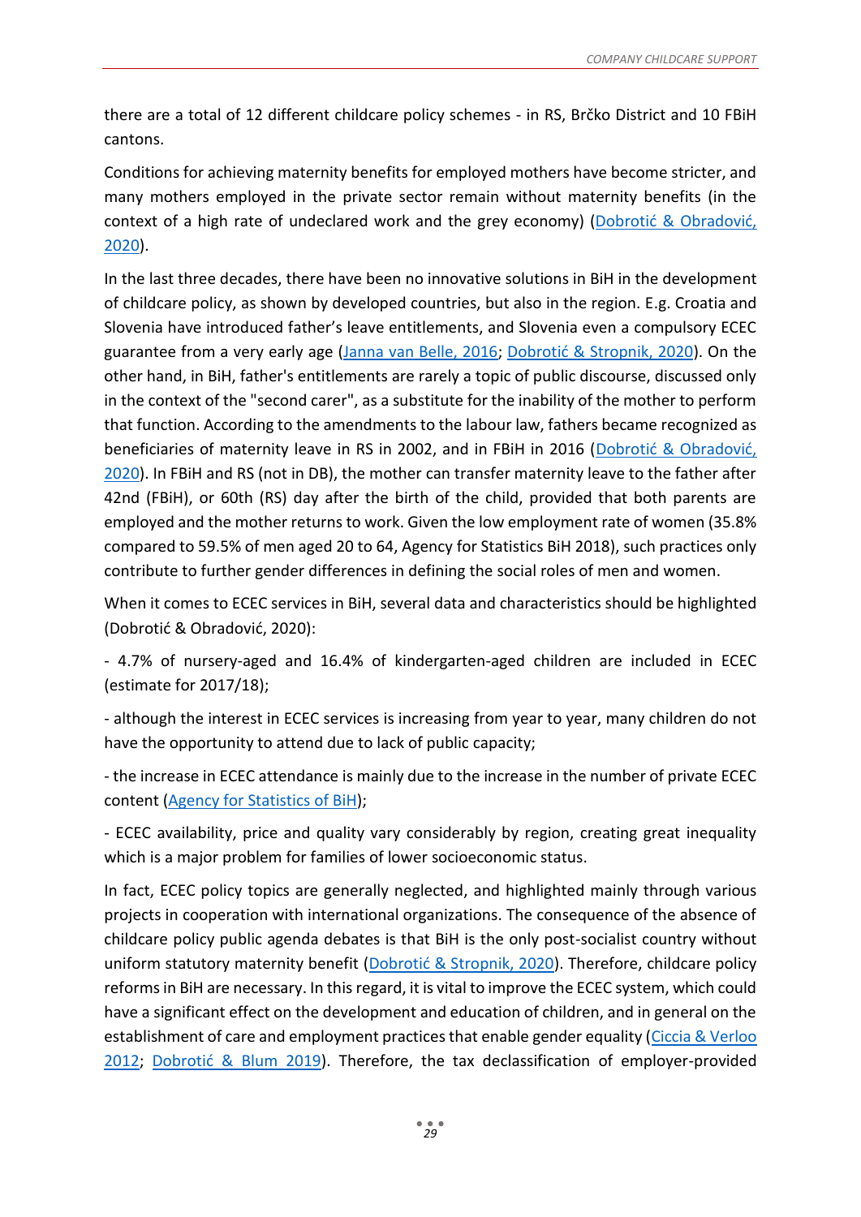there are a total of 12 different childcare policy schemes - in RS, Brčko District and 10 FBiH cantons.

Conditions for achieving maternity benefits for employed mothers have become stricter, and many mothers employed in the private sector remain without maternity benefits (in the context of a high rate of undeclared work and the grey economy) ([Dobrotić & Obradović, 2020]()).

In the last three decades, there have been no innovative solutions in BiH in the development of childcare policy, as shown by developed countries, but also in the region. E.g. Croatia and Slovenia have introduced father's leave entitlements, and Slovenia even a compulsory ECEC guarantee from a very early age ([Janna van Belle, 2016](); [Dobrotić & Stropnik, 2020]()). On the other hand, in BiH, father's entitlements are rarely a topic of public discourse, discussed only in the context of the "second carer", as a substitute for the inability of the mother to perform that function. According to the amendments to the labour law, fathers became recognized as beneficiaries of maternity leave in RS in 2002, and in FBiH in 2016 ([Dobrotić & Obradović, 2020]()). In FBiH and RS (not in DB), the mother can transfer maternity leave to the father after 42nd (FBiH), or 60th (RS) day after the birth of the child, provided that both parents are employed and the mother returns to work. Given the low employment rate of women (35.8% compared to 59.5% of men aged 20 to 64, Agency for Statistics BiH 2018), such practices only contribute to further gender differences in defining the social roles of men and women.

When it comes to ECEC services in BiH, several data and characteristics should be highlighted (Dobrotić & Obradović, 2020):

- 4.7% of nursery-aged and 16.4% of kindergarten-aged children are included in ECEC (estimate for 2017/18);

- although the interest in ECEC services is increasing from year to year, many children do not have the opportunity to attend due to lack of public capacity;

- the increase in ECEC attendance is mainly due to the increase in the number of private ECEC content ([Agency for Statistics of BiH]());

- ECEC availability, price and quality vary considerably by region, creating great inequality which is a major problem for families of lower socioeconomic status.

In fact, ECEC policy topics are generally neglected, and highlighted mainly through various projects in cooperation with international organizations. The consequence of the absence of childcare policy public agenda debates is that BiH is the only post-socialist country without uniform statutory maternity benefit ([Dobrotić & Stropnik, 2020]()). Therefore, childcare policy reforms in BiH are necessary. In this regard, it is vital to improve the ECEC system, which could have a significant effect on the development and education of children, and in general on the establishment of care and employment practices that enable gender equality ([Ciccia & Verloo 2012](); [Dobrotić & Blum 2019]()). Therefore, the tax declassification of employer-provided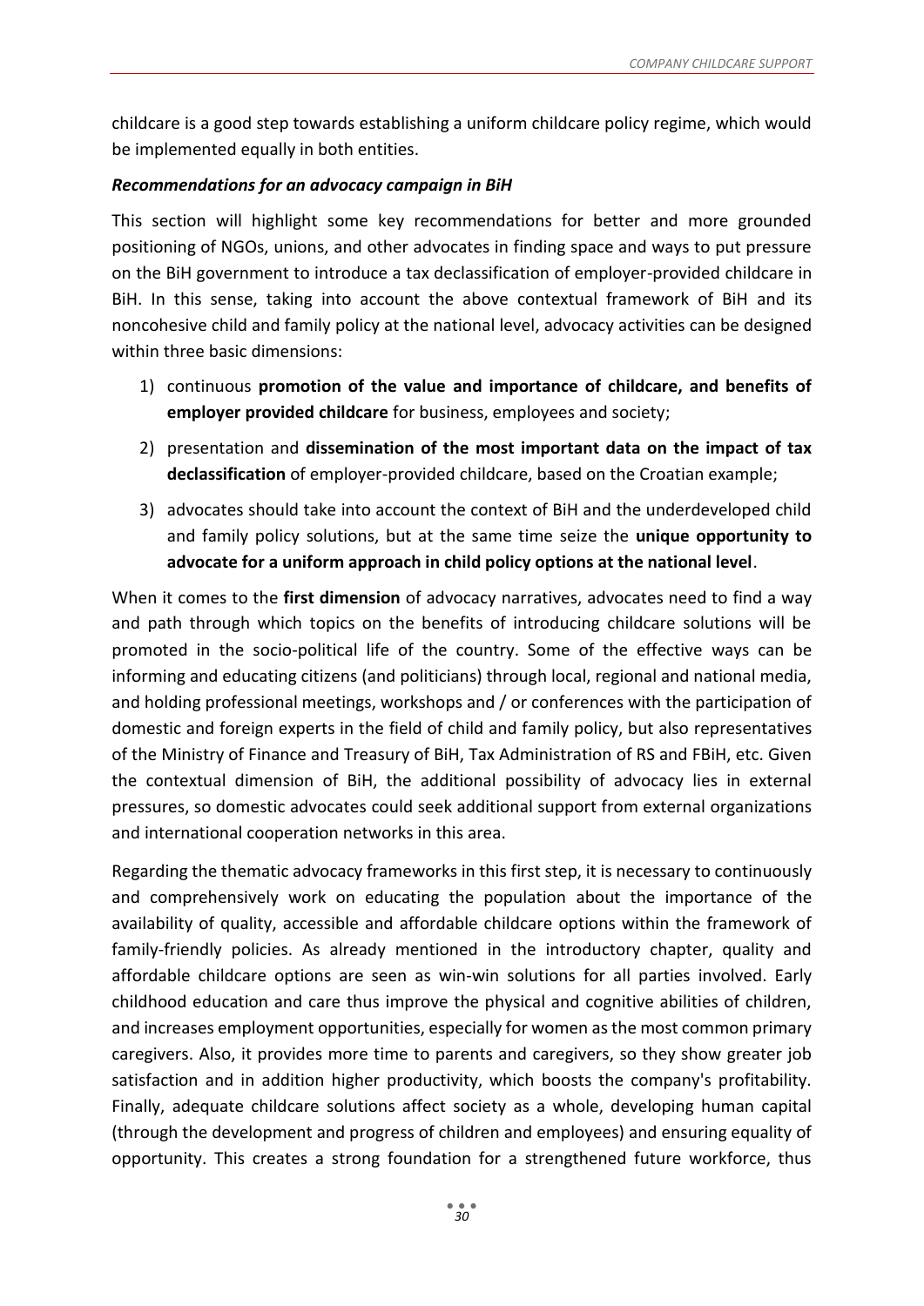childcare is a good step towards establishing a uniform childcare policy regime, which would be implemented equally in both entities.

***Recommendations for an advocacy campaign in BiH***

This section will highlight some key recommendations for better and more grounded positioning of NGOs, unions, and other advocates in finding space and ways to put pressure on the BiH government to introduce a tax declassification of employer-provided childcare in BiH. In this sense, taking into account the above contextual framework of BiH and its noncohesive child and family policy at the national level, advocacy activities can be designed within three basic dimensions:

1) continuous **promotion of the value and importance of childcare, and benefits of employer provided childcare** for business, employees and society;
2) presentation and **dissemination of the most important data on the impact of tax declassification** of employer-provided childcare, based on the Croatian example;
3) advocates should take into account the context of BiH and the underdeveloped child and family policy solutions, but at the same time seize the **unique opportunity to advocate for a uniform approach in child policy options at the national level**.

When it comes to the **first dimension** of advocacy narratives, advocates need to find a way and path through which topics on the benefits of introducing childcare solutions will be promoted in the socio-political life of the country. Some of the effective ways can be informing and educating citizens (and politicians) through local, regional and national media, and holding professional meetings, workshops and / or conferences with the participation of domestic and foreign experts in the field of child and family policy, but also representatives of the Ministry of Finance and Treasury of BiH, Tax Administration of RS and FBiH, etc. Given the contextual dimension of BiH, the additional possibility of advocacy lies in external pressures, so domestic advocates could seek additional support from external organizations and international cooperation networks in this area.

Regarding the thematic advocacy frameworks in this first step, it is necessary to continuously and comprehensively work on educating the population about the importance of the availability of quality, accessible and affordable childcare options within the framework of family-friendly policies. As already mentioned in the introductory chapter, quality and affordable childcare options are seen as win-win solutions for all parties involved. Early childhood education and care thus improve the physical and cognitive abilities of children, and increases employment opportunities, especially for women as the most common primary caregivers. Also, it provides more time to parents and caregivers, so they show greater job satisfaction and in addition higher productivity, which boosts the company's profitability. Finally, adequate childcare solutions affect society as a whole, developing human capital (through the development and progress of children and employees) and ensuring equality of opportunity. This creates a strong foundation for a strengthened future workforce, thus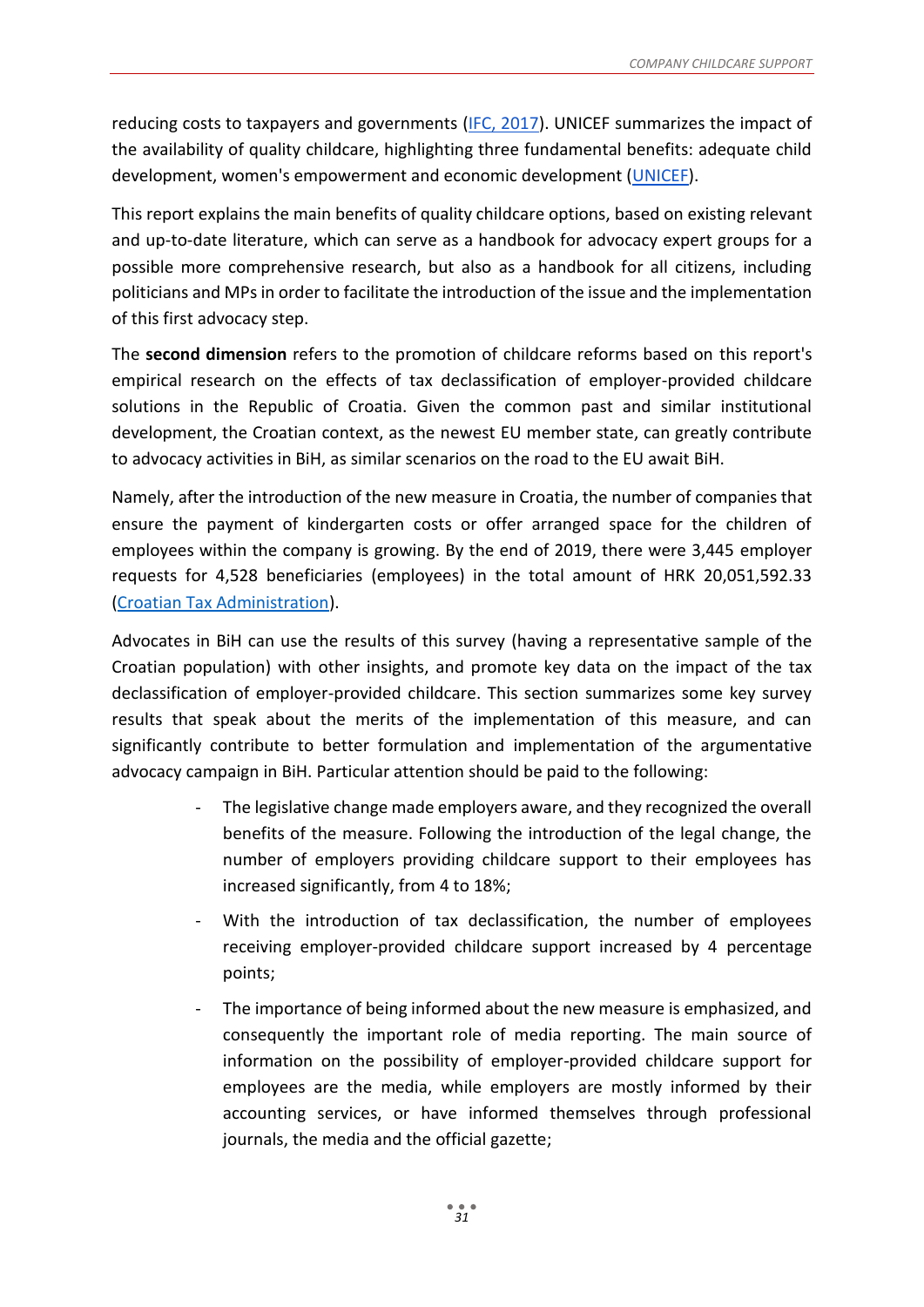reducing costs to taxpayers and governments ([IFC, 2017]). UNICEF summarizes the impact of the availability of quality childcare, highlighting three fundamental benefits: adequate child development, women's empowerment and economic development ([UNICEF]).

This report explains the main benefits of quality childcare options, based on existing relevant and up-to-date literature, which can serve as a handbook for advocacy expert groups for a possible more comprehensive research, but also as a handbook for all citizens, including politicians and MPs in order to facilitate the introduction of the issue and the implementation of this first advocacy step.

The **second dimension** refers to the promotion of childcare reforms based on this report's empirical research on the effects of tax declassification of employer-provided childcare solutions in the Republic of Croatia. Given the common past and similar institutional development, the Croatian context, as the newest EU member state, can greatly contribute to advocacy activities in BiH, as similar scenarios on the road to the EU await BiH.

Namely, after the introduction of the new measure in Croatia, the number of companies that ensure the payment of kindergarten costs or offer arranged space for the children of employees within the company is growing. By the end of 2019, there were 3,445 employer requests for 4,528 beneficiaries (employees) in the total amount of HRK 20,051,592.33 ([Croatian Tax Administration]).

Advocates in BiH can use the results of this survey (having a representative sample of the Croatian population) with other insights, and promote key data on the impact of the tax declassification of employer-provided childcare. This section summarizes some key survey results that speak about the merits of the implementation of this measure, and can significantly contribute to better formulation and implementation of the argumentative advocacy campaign in BiH. Particular attention should be paid to the following:

- The legislative change made employers aware, and they recognized the overall benefits of the measure. Following the introduction of the legal change, the number of employers providing childcare support to their employees has increased significantly, from 4 to 18%;
- With the introduction of tax declassification, the number of employees receiving employer-provided childcare support increased by 4 percentage points;
- The importance of being informed about the new measure is emphasized, and consequently the important role of media reporting. The main source of information on the possibility of employer-provided childcare support for employees are the media, while employers are mostly informed by their accounting services, or have informed themselves through professional journals, the media and the official gazette;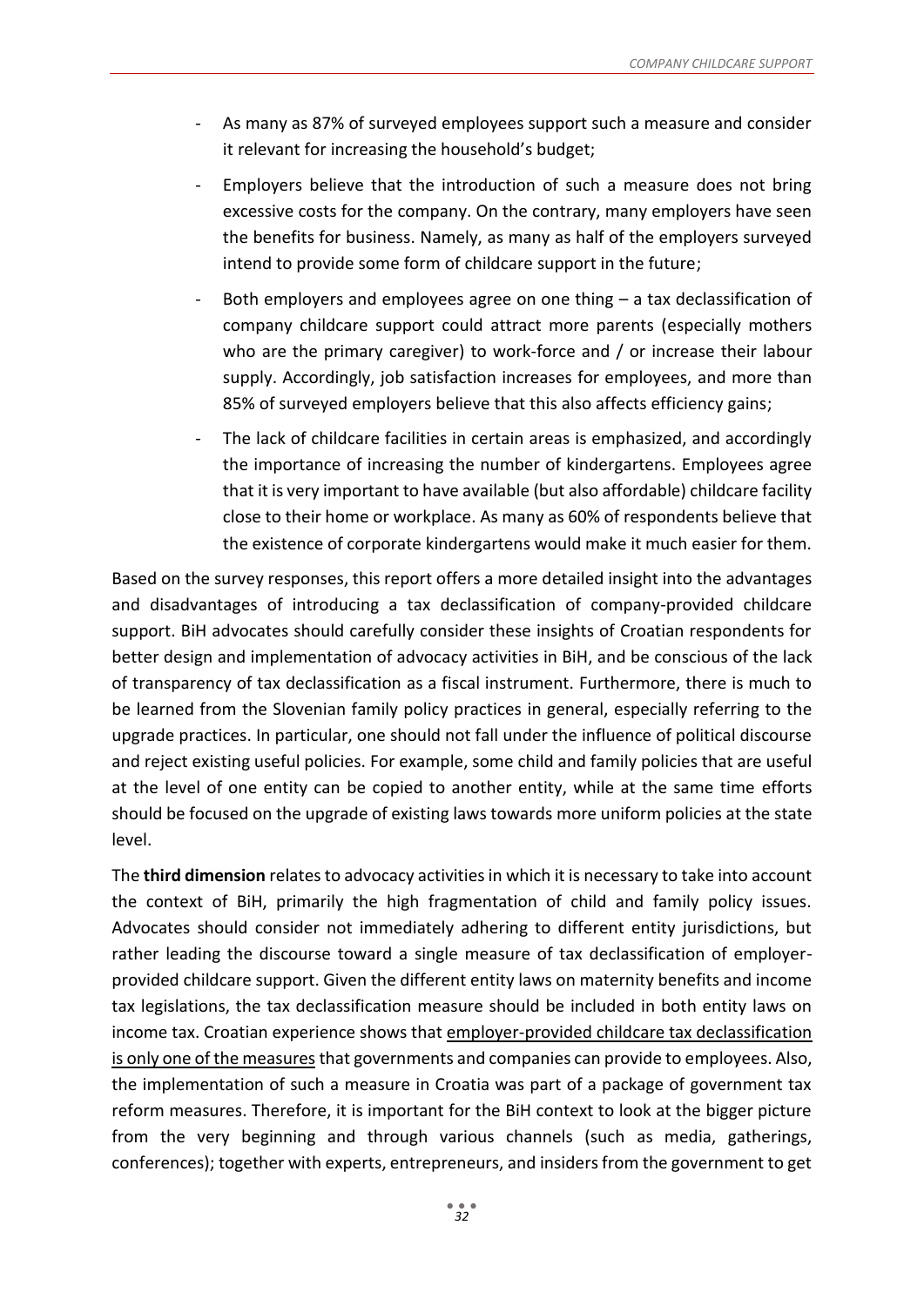- As many as 87% of surveyed employees support such a measure and consider it relevant for increasing the household's budget;
- Employers believe that the introduction of such a measure does not bring excessive costs for the company. On the contrary, many employers have seen the benefits for business. Namely, as many as half of the employers surveyed intend to provide some form of childcare support in the future;
- Both employers and employees agree on one thing – a tax declassification of company childcare support could attract more parents (especially mothers who are the primary caregiver) to work-force and / or increase their labour supply. Accordingly, job satisfaction increases for employees, and more than 85% of surveyed employers believe that this also affects efficiency gains;
- The lack of childcare facilities in certain areas is emphasized, and accordingly the importance of increasing the number of kindergartens. Employees agree that it is very important to have available (but also affordable) childcare facility close to their home or workplace. As many as 60% of respondents believe that the existence of corporate kindergartens would make it much easier for them.

Based on the survey responses, this report offers a more detailed insight into the advantages and disadvantages of introducing a tax declassification of company-provided childcare support. BiH advocates should carefully consider these insights of Croatian respondents for better design and implementation of advocacy activities in BiH, and be conscious of the lack of transparency of tax declassification as a fiscal instrument. Furthermore, there is much to be learned from the Slovenian family policy practices in general, especially referring to the upgrade practices. In particular, one should not fall under the influence of political discourse and reject existing useful policies. For example, some child and family policies that are useful at the level of one entity can be copied to another entity, while at the same time efforts should be focused on the upgrade of existing laws towards more uniform policies at the state level.

The **third dimension** relates to advocacy activities in which it is necessary to take into account the context of BiH, primarily the high fragmentation of child and family policy issues. Advocates should consider not immediately adhering to different entity jurisdictions, but rather leading the discourse toward a single measure of tax declassification of employer-provided childcare support. Given the different entity laws on maternity benefits and income tax legislations, the tax declassification measure should be included in both entity laws on income tax. Croatian experience shows that employer-provided childcare tax declassification is only one of the measures that governments and companies can provide to employees. Also, the implementation of such a measure in Croatia was part of a package of government tax reform measures. Therefore, it is important for the BiH context to look at the bigger picture from the very beginning and through various channels (such as media, gatherings, conferences); together with experts, entrepreneurs, and insiders from the government to get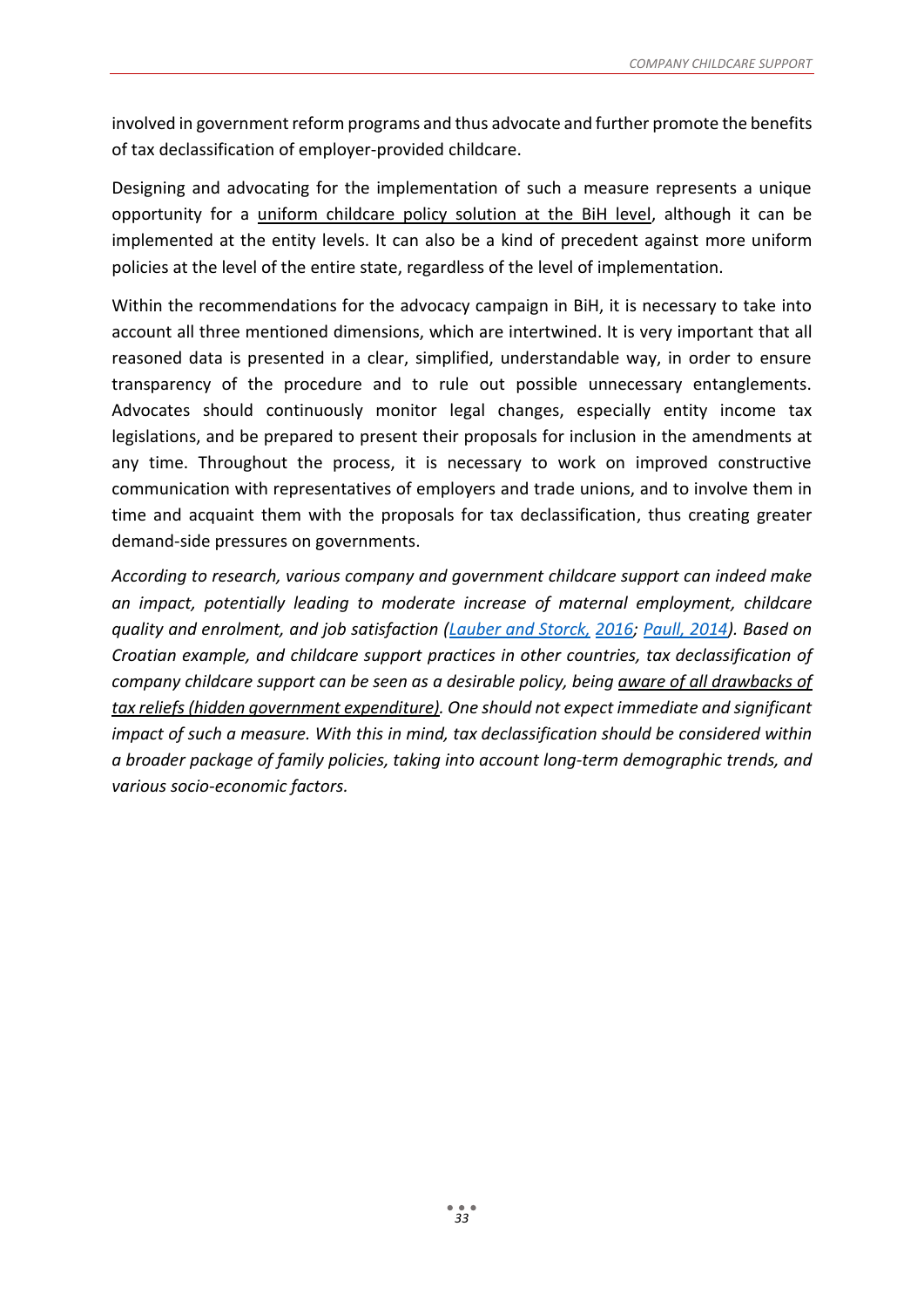involved in government reform programs and thus advocate and further promote the benefits of tax declassification of employer-provided childcare.

Designing and advocating for the implementation of such a measure represents a unique opportunity for a uniform childcare policy solution at the BiH level, although it can be implemented at the entity levels. It can also be a kind of precedent against more uniform policies at the level of the entire state, regardless of the level of implementation.

Within the recommendations for the advocacy campaign in BiH, it is necessary to take into account all three mentioned dimensions, which are intertwined. It is very important that all reasoned data is presented in a clear, simplified, understandable way, in order to ensure transparency of the procedure and to rule out possible unnecessary entanglements. Advocates should continuously monitor legal changes, especially entity income tax legislations, and be prepared to present their proposals for inclusion in the amendments at any time. Throughout the process, it is necessary to work on improved constructive communication with representatives of employers and trade unions, and to involve them in time and acquaint them with the proposals for tax declassification, thus creating greater demand-side pressures on governments.

*According to research, various company and government childcare support can indeed make an impact, potentially leading to moderate increase of maternal employment, childcare quality and enrolment, and job satisfaction (Lauber and Storck, 2016; Paull, 2014). Based on Croatian example, and childcare support practices in other countries, tax declassification of company childcare support can be seen as a desirable policy, being aware of all drawbacks of tax reliefs (hidden government expenditure). One should not expect immediate and significant impact of such a measure. With this in mind, tax declassification should be considered within a broader package of family policies, taking into account long-term demographic trends, and various socio-economic factors.*